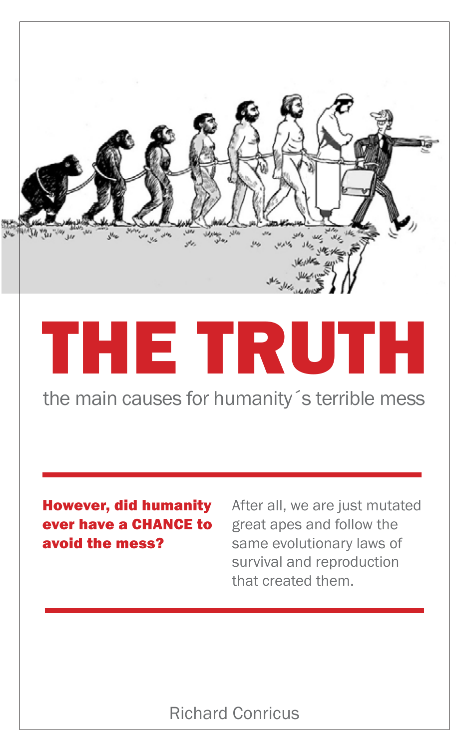# THE TRUTH

## the main causes for humanity´s terrible mess

**However, did humanity ever have a CHANCE to avoid the mess?**

After all, we are just mutated great apes and follow the same evolutionary laws of survival and reproduction that created them.

Richard Conricus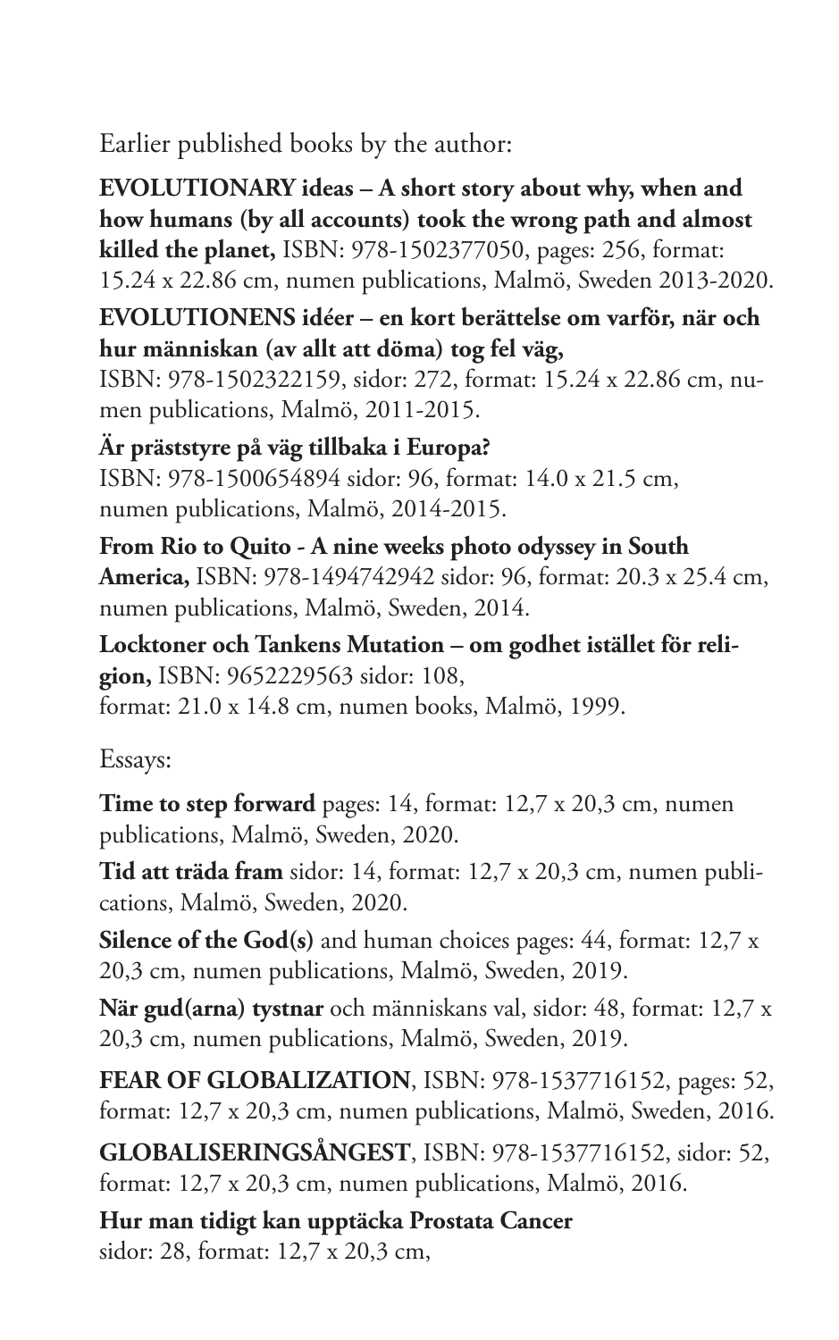Earlier published books by the author:

**EVOLUTIONARY ideas – A short story about why, when and how humans (by all accounts) took the wrong path and almost killed the planet,** ISBN: 978-1502377050, pages: 256, format: 15.24 x 22.86 cm, numen publications, Malmö, Sweden 2013-2020.

**EVOLUTIONENS idéer – en kort berättelse om varför, när och hur människan (av allt att döma) tog fel väg,** ISBN: 978-1502322159, sidor: 272, format: 15.24 x 22.86 cm, numen publications, Malmö, 2011-2015.

**Är prästStyre på väg tillbaka i Europa?** ISBN: 978-1500654894 sidor: 96, format: 14.0 x 21.5 cm, numen publications, Malmö, 2014-2015.

**From Rio to Quito - A nine weeks photo odyssey in South America,** ISBN: 978-1494742942 sidor: 96, format: 20.3 x 25.4 cm, numen publications, Malmö, Sweden, 2014.

**Locktoner och Tankens Mutation – om godhet istället för religion,** ISBN: 9652229563 sidor: 108, format: 21.0 x 14.8 cm, numen books, Malmö, 1999.

Essays:

**Time to step forward** pages: 14, format: 12,7 x 20,3 cm, numen publications, Malmö, Sweden, 2020.

**Tid att träda fram** sidor: 14, format: 12,7 x 20,3 cm, numen publications, Malmö, Sweden, 2020.

**Silence of the God(s)** and human choices pages: 44, format: 12,7 x 20,3 cm, numen publications, Malmö, Sweden, 2019.

**När gud(arna) tystnar** och människans val, sidor: 48, format: 12,7 x 20,3 cm, numen publications, Malmö, Sweden, 2019.

**FEAR OF GLOBALIZATION**, ISBN: 978-1537716152, pages: 52, format: 12,7 x 20,3 cm, numen publications, Malmö, Sweden, 2016.

**GLOBALISERINGSÅNGEST**, ISBN: 978-1537716152, sidor: 52, format: 12,7 x 20,3 cm, numen publications, Malmö, 2016.

**Hur man tidigt kan upptäcka Prostata Cancer** sidor: 28, format: 12,7 x 20,3 cm,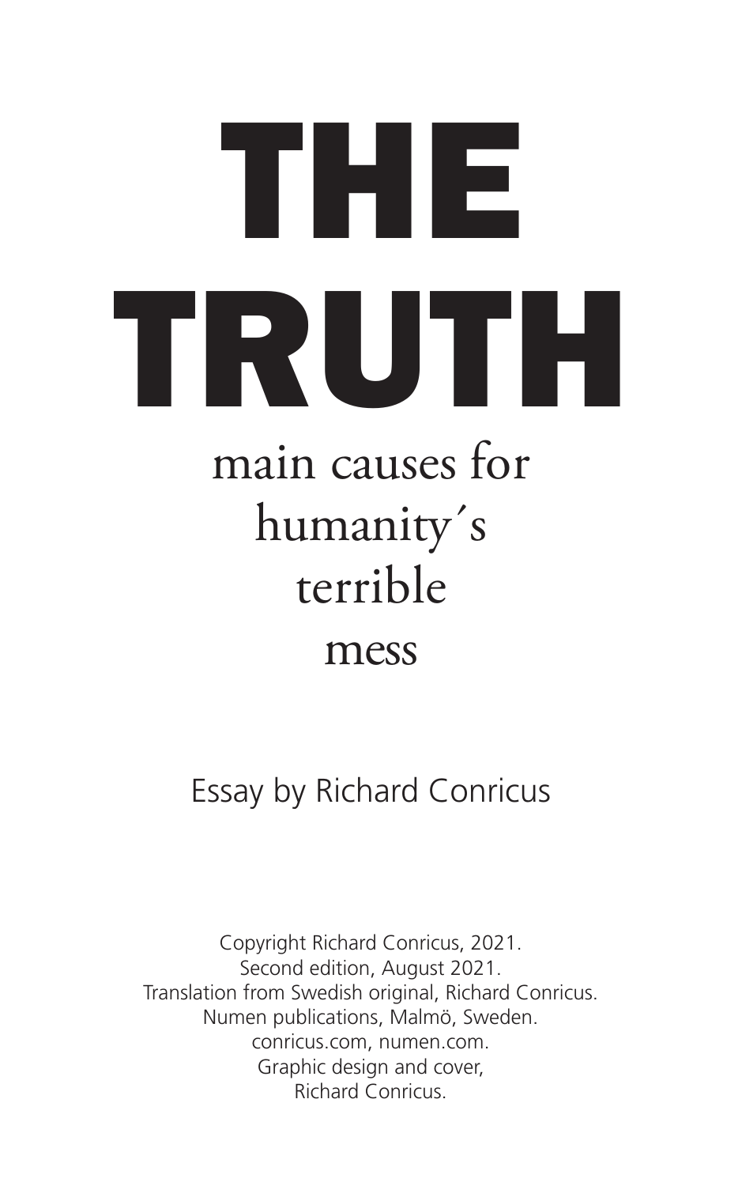# THE TRUTH

## main causes for humanity´s terrible mess

Essay by Richard Conricus

Copyright Richard Conricus, 2021.
Second edition, August 2021.
Translation from Swedish original, Richard Conricus.
Numen publications, Malmö, Sweden.
conricus.com, numen.com.
Graphic design and cover,
Richard Conricus.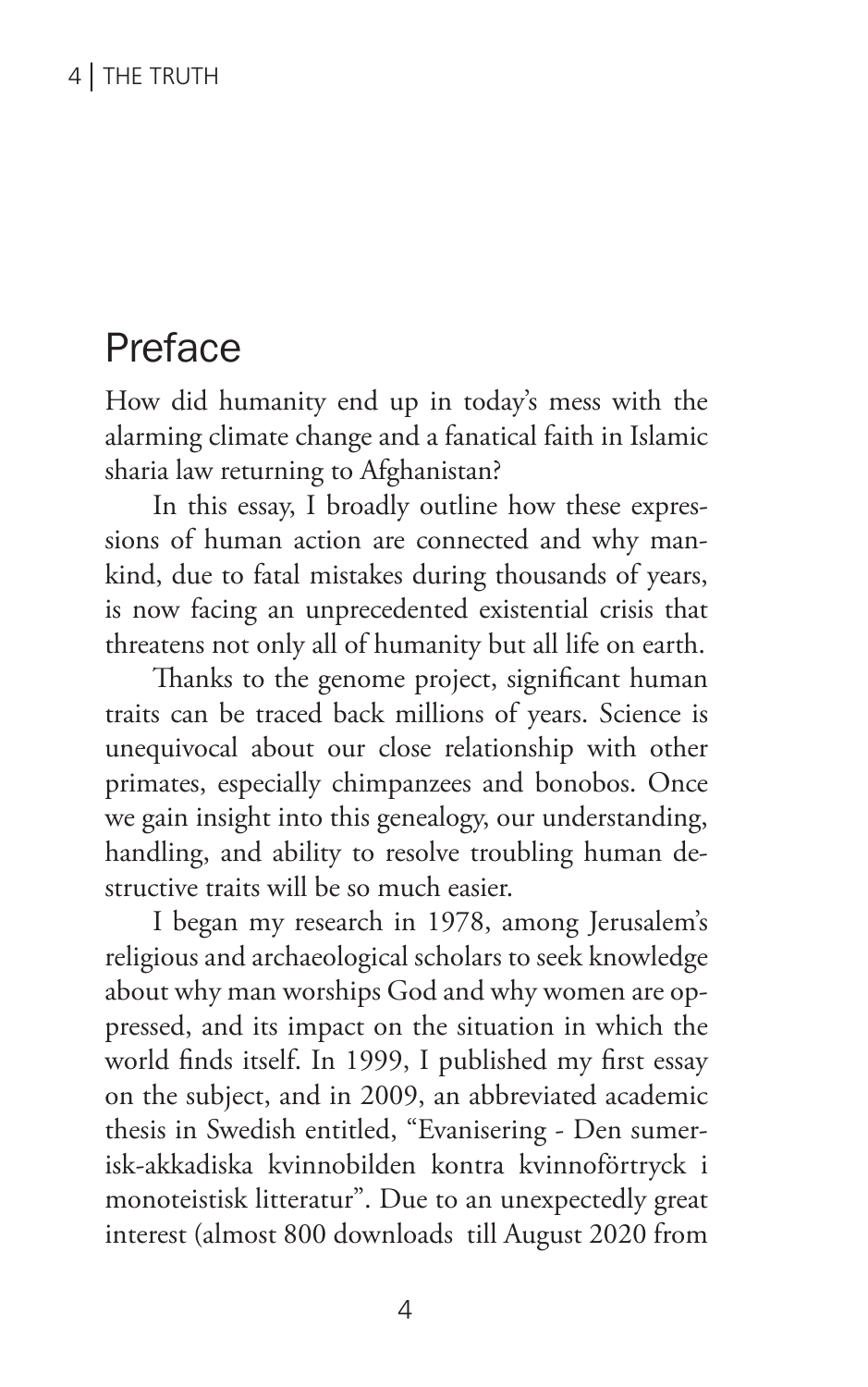## Preface

How did humanity end up in today's mess with the alarming climate change and a fanatical faith in Islamic sharia law returning to Afghanistan?

In this essay, I broadly outline how these expressions of human action are connected and why mankind, due to fatal mistakes during thousands of years, is now facing an unprecedented existential crisis that threatens not only all of humanity but all life on earth.

Thanks to the genome project, significant human traits can be traced back millions of years. Science is unequivocal about our close relationship with other primates, especially chimpanzees and bonobos. Once we gain insight into this genealogy, our understanding, handling, and ability to resolve troubling human destructive traits will be so much easier.

I began my research in 1978, among Jerusalem's religious and archaeological scholars to seek knowledge about why man worships God and why women are oppressed, and its impact on the situation in which the world finds itself. In 1999, I published my first essay on the subject, and in 2009, an abbreviated academic thesis in Swedish entitled, "Evanisering - Den sumerisk-akkadiska kvinnobilden kontra kvinnoförtryck i monoteistisk litteratur". Due to an unexpectedly great interest (almost 800 downloads till August 2020 from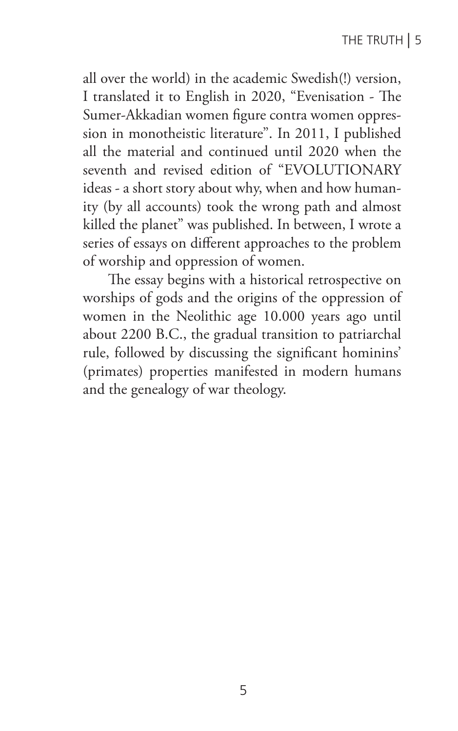all over the world) in the academic Swedish(!) version, I translated it to English in 2020, "Evenisation - The Sumer-Akkadian women figure contra women oppression in monotheistic literature". In 2011, I published all the material and continued until 2020 when the seventh and revised edition of "EVOLUTIONARY ideas - a short story about why, when and how humanity (by all accounts) took the wrong path and almost killed the planet" was published. In between, I wrote a series of essays on different approaches to the problem of worship and oppression of women.

The essay begins with a historical retrospective on worships of gods and the origins of the oppression of women in the Neolithic age 10.000 years ago until about 2200 B.C., the gradual transition to patriarchal rule, followed by discussing the significant hominins' (primates) properties manifested in modern humans and the genealogy of war theology.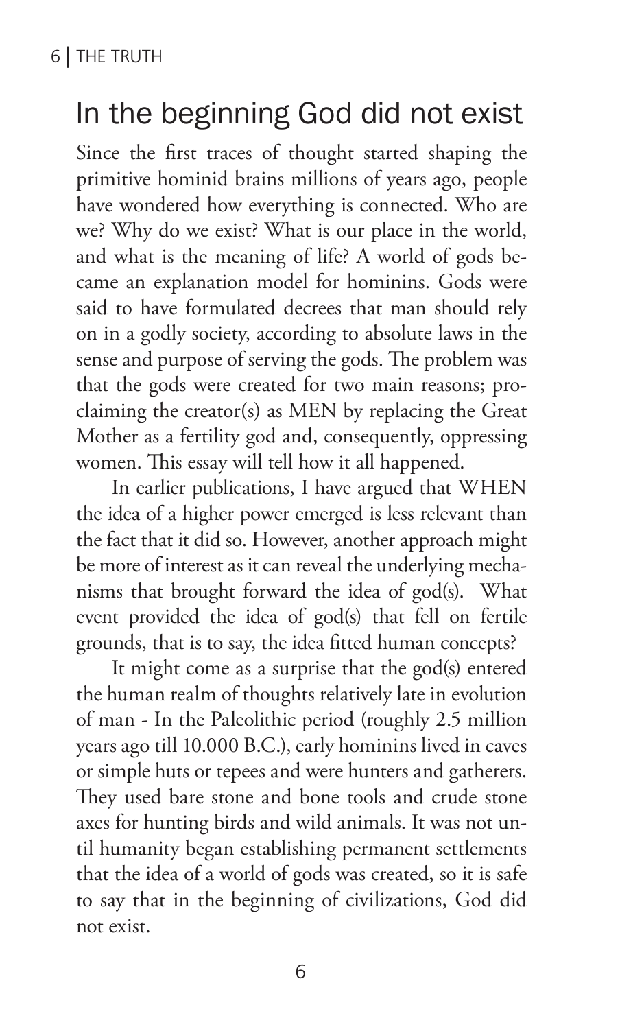## In the beginning God did not exist

Since the first traces of thought started shaping the primitive hominid brains millions of years ago, people have wondered how everything is connected. Who are we? Why do we exist? What is our place in the world, and what is the meaning of life? A world of gods became an explanation model for hominins. Gods were said to have formulated decrees that man should rely on in a godly society, according to absolute laws in the sense and purpose of serving the gods. The problem was that the gods were created for two main reasons; proclaiming the creator(s) as MEN by replacing the Great Mother as a fertility god and, consequently, oppressing women. This essay will tell how it all happened.

In earlier publications, I have argued that WHEN the idea of a higher power emerged is less relevant than the fact that it did so. However, another approach might be more of interest as it can reveal the underlying mechanisms that brought forward the idea of god(s). What event provided the idea of god(s) that fell on fertile grounds, that is to say, the idea fitted human concepts?

It might come as a surprise that the god(s) entered the human realm of thoughts relatively late in evolution of man - In the Paleolithic period (roughly 2.5 million years ago till 10.000 B.C.), early hominins lived in caves or simple huts or tepees and were hunters and gatherers. They used bare stone and bone tools and crude stone axes for hunting birds and wild animals. It was not until humanity began establishing permanent settlements that the idea of a world of gods was created, so it is safe to say that in the beginning of civilizations, God did not exist.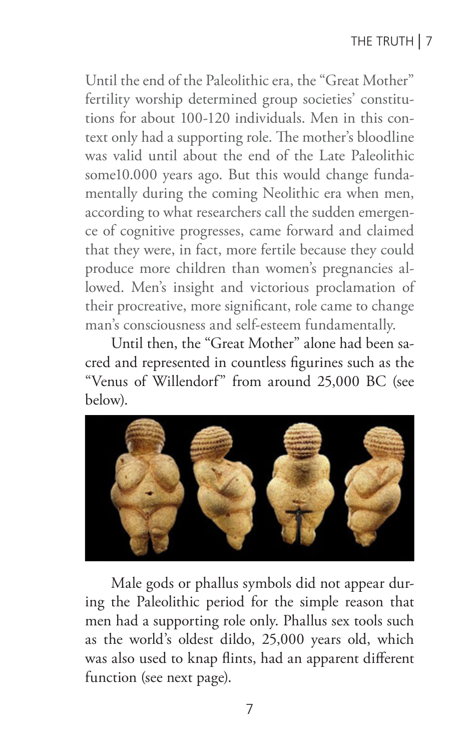Until the end of the Paleolithic era, the "Great Mother" fertility worship determined group societies' constitutions for about 100-120 individuals. Men in this context only had a supporting role. The mother's bloodline was valid until about the end of the Late Paleolithic some10.000 years ago. But this would change fundamentally during the coming Neolithic era when men, according to what researchers call the sudden emergence of cognitive progresses, came forward and claimed that they were, in fact, more fertile because they could produce more children than women's pregnancies allowed. Men's insight and victorious proclamation of their procreative, more significant, role came to change man's consciousness and self-esteem fundamentally.

Until then, the "Great Mother" alone had been sacred and represented in countless figurines such as the "Venus of Willendorf" from around 25,000 BC (see below).

Male gods or phallus symbols did not appear during the Paleolithic period for the simple reason that men had a supporting role only. Phallus sex tools such as the world's oldest dildo, 25,000 years old, which was also used to knap flints, had an apparent different function (see next page).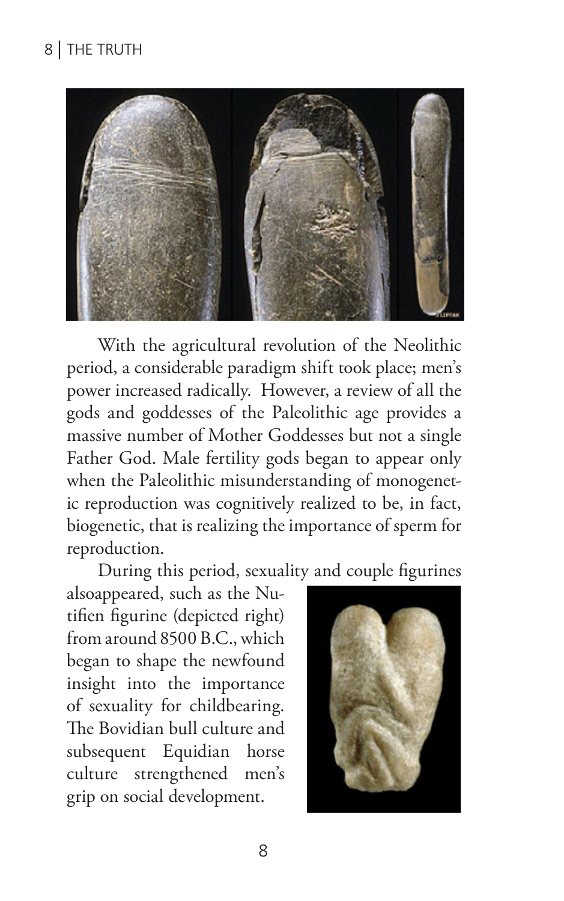With the agricultural revolution of the Neolithic period, a considerable paradigm shift took place; men's power increased radically. However, a review of all the gods and goddesses of the Paleolithic age provides a massive number of Mother Goddesses but not a single Father God. Male fertility gods began to appear only when the Paleolithic misunderstanding of monogenetic reproduction was cognitively realized to be, in fact, biogenetic, that is realizing the importance of sperm for reproduction.

During this period, sexuality and couple figurines alsoappeared, such as the Nutifien figurine (depicted right) from around 8500 B.C., which began to shape the newfound insight into the importance of sexuality for childbearing. The Bovidian bull culture and subsequent Equidian horse culture strengthened men's grip on social development.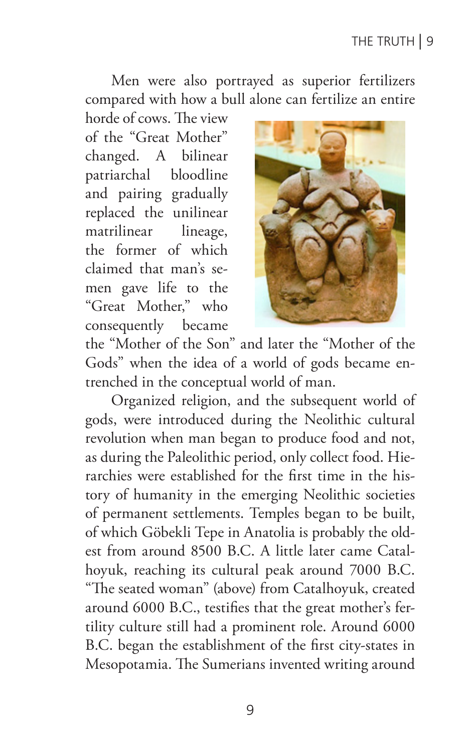Men were also portrayed as superior fertilizers compared with how a bull alone can fertilize an entire horde of cows. The view of the "Great Mother" changed. A bilinear patriarchal bloodline and pairing gradually replaced the unilinear matrilinear lineage, the former of which claimed that man's semen gave life to the "Great Mother," who consequently became the "Mother of the Son" and later the "Mother of the Gods" when the idea of a world of gods became entrenched in the conceptual world of man.

Organized religion, and the subsequent world of gods, were introduced during the Neolithic cultural revolution when man began to produce food and not, as during the Paleolithic period, only collect food. Hierarchies were established for the first time in the history of humanity in the emerging Neolithic societies of permanent settlements. Temples began to be built, of which Göbekli Tepe in Anatolia is probably the oldest from around 8500 B.C. A little later came Catalhoyuk, reaching its cultural peak around 7000 B.C. "The seated woman" (above) from Catalhoyuk, created around 6000 B.C., testifies that the great mother's fertility culture still had a prominent role. Around 6000 B.C. began the establishment of the first city-states in Mesopotamia. The Sumerians invented writing around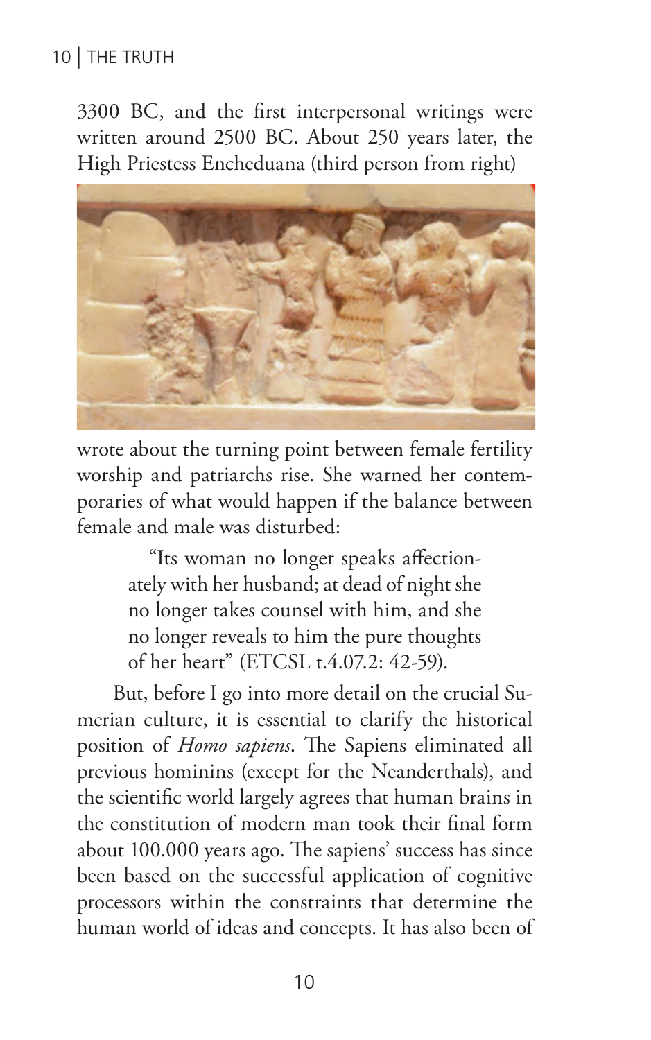3300 BC, and the first interpersonal writings were written around 2500 BC. About 250 years later, the High Priestess Encheduana (third person from right) wrote about the turning point between female fertility worship and patriarchs rise. She warned her contemporaries of what would happen if the balance between female and male was disturbed:

> "Its woman no longer speaks affectionately with her husband; at dead of night she no longer takes counsel with him, and she no longer reveals to him the pure thoughts of her heart" (ETCSL t.4.07.2: 42-59).

But, before I go into more detail on the crucial Sumerian culture, it is essential to clarify the historical position of *Homo sapiens*. The Sapiens eliminated all previous hominins (except for the Neanderthals), and the scientific world largely agrees that human brains in the constitution of modern man took their final form about 100.000 years ago. The sapiens' success has since been based on the successful application of cognitive processors within the constraints that determine the human world of ideas and concepts. It has also been of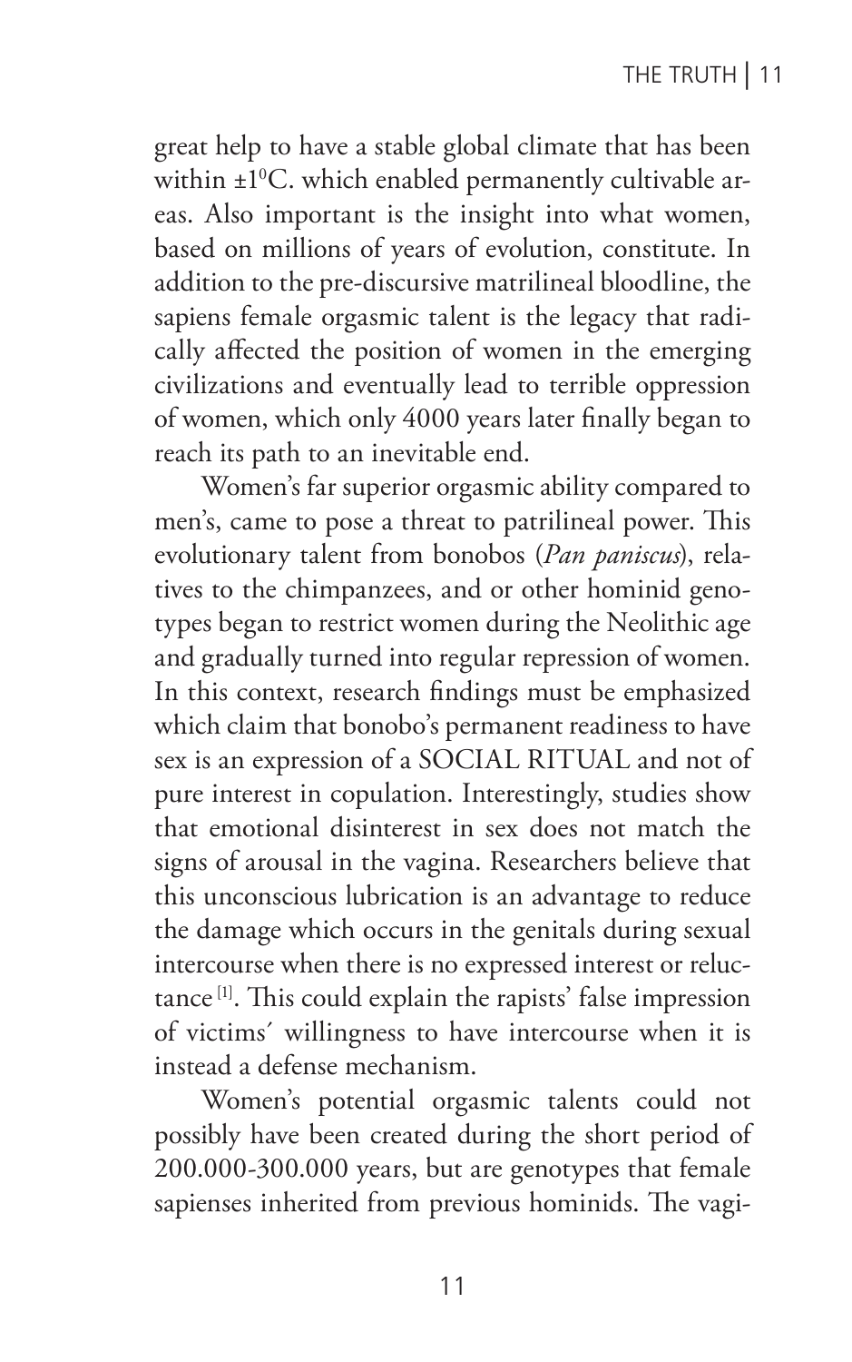great help to have a stable global climate that has been within ±1$^0$C. which enabled permanently cultivable areas. Also important is the insight into what women, based on millions of years of evolution, constitute. In addition to the pre-discursive matrilineal bloodline, the sapiens female orgasmic talent is the legacy that radically affected the position of women in the emerging civilizations and eventually lead to terrible oppression of women, which only 4000 years later finally began to reach its path to an inevitable end.

Women's far superior orgasmic ability compared to men's, came to pose a threat to patrilineal power. This evolutionary talent from bonobos (*Pan paniscus*), relatives to the chimpanzees, and or other hominid genotypes began to restrict women during the Neolithic age and gradually turned into regular repression of women. In this context, research findings must be emphasized which claim that bonobo's permanent readiness to have sex is an expression of a SOCIAL RITUAL and not of pure interest in copulation. Interestingly, studies show that emotional disinterest in sex does not match the signs of arousal in the vagina. Researchers believe that this unconscious lubrication is an advantage to reduce the damage which occurs in the genitals during sexual intercourse when there is no expressed interest or reluctance [1]. This could explain the rapists' false impression of victims´ willingness to have intercourse when it is instead a defense mechanism.

Women's potential orgasmic talents could not possibly have been created during the short period of 200.000-300.000 years, but are genotypes that female sapienses inherited from previous hominids. The vagi-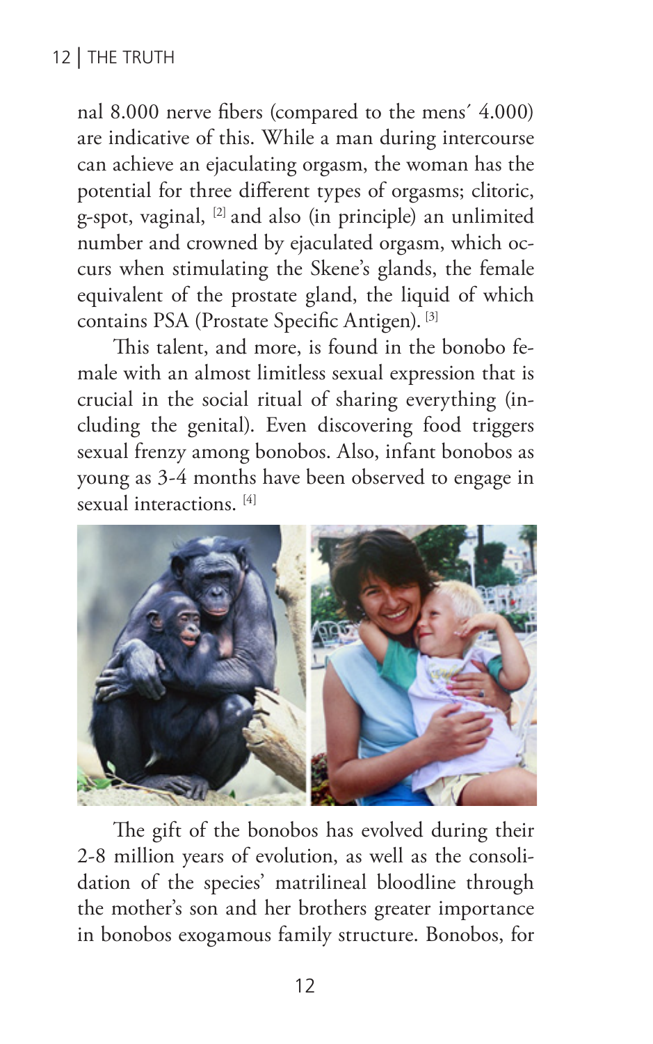nal 8.000 nerve fibers (compared to the mens´ 4.000) are indicative of this. While a man during intercourse can achieve an ejaculating orgasm, the woman has the potential for three different types of orgasms; clitoric, g-spot, vaginal, [2] and also (in principle) an unlimited number and crowned by ejaculated orgasm, which occurs when stimulating the Skene's glands, the female equivalent of the prostate gland, the liquid of which contains PSA (Prostate Specific Antigen). [3]

This talent, and more, is found in the bonobo female with an almost limitless sexual expression that is crucial in the social ritual of sharing everything (including the genital). Even discovering food triggers sexual frenzy among bonobos. Also, infant bonobos as young as 3-4 months have been observed to engage in sexual interactions. [4]

The gift of the bonobos has evolved during their 2-8 million years of evolution, as well as the consolidation of the species' matrilineal bloodline through the mother's son and her brothers greater importance in bonobos exogamous family structure. Bonobos, for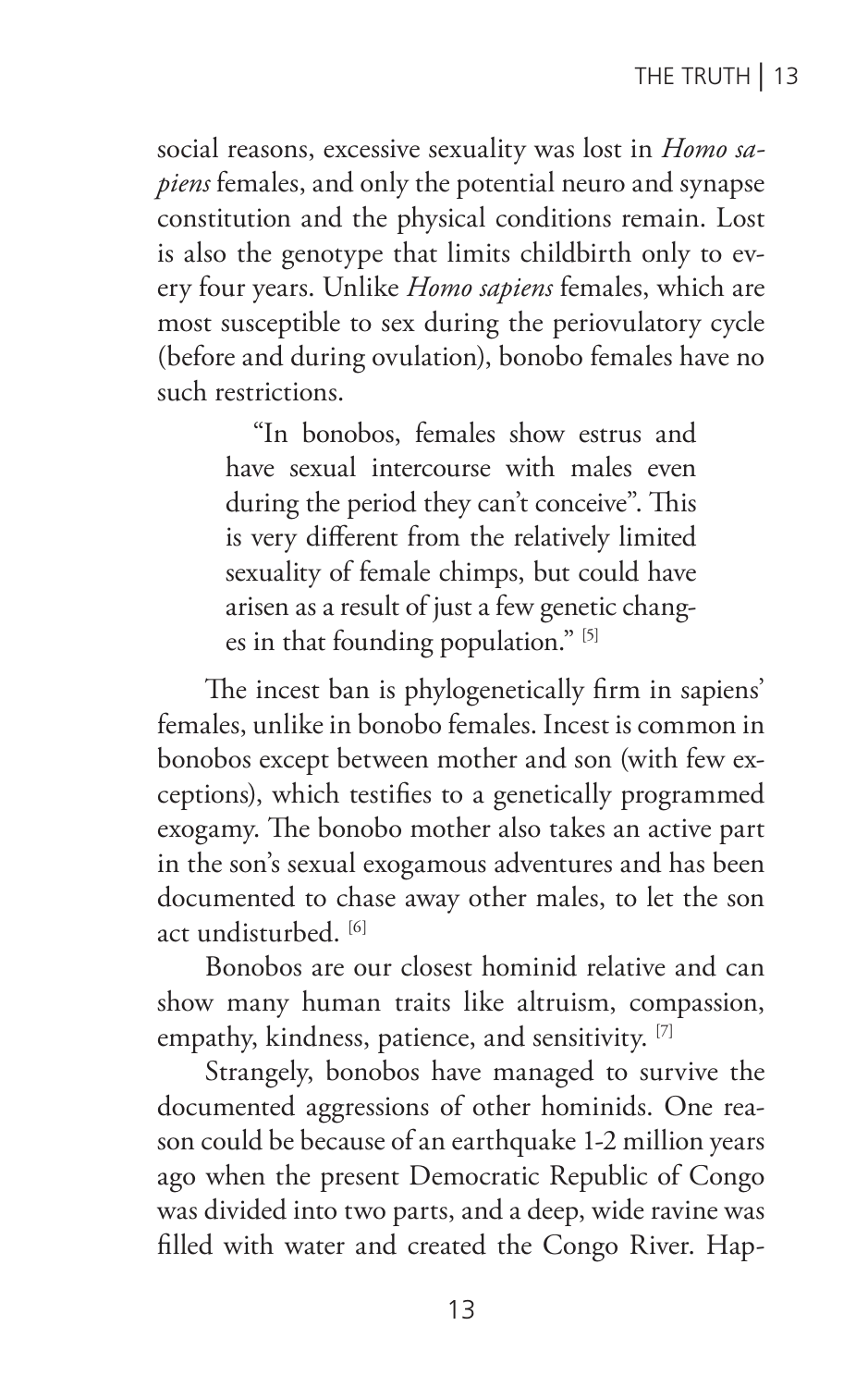social reasons, excessive sexuality was lost in *Homo sapiens* females, and only the potential neuro and synapse constitution and the physical conditions remain. Lost is also the genotype that limits childbirth only to every four years. Unlike *Homo sapiens* females, which are most susceptible to sex during the periovulatory cycle (before and during ovulation), bonobo females have no such restrictions.

> "In bonobos, females show estrus and have sexual intercourse with males even during the period they can't conceive". This is very different from the relatively limited sexuality of female chimps, but could have arisen as a result of just a few genetic changes in that founding population." [5]

The incest ban is phylogenetically firm in sapiens' females, unlike in bonobo females. Incest is common in bonobos except between mother and son (with few exceptions), which testifies to a genetically programmed exogamy. The bonobo mother also takes an active part in the son's sexual exogamous adventures and has been documented to chase away other males, to let the son act undisturbed. [6]

Bonobos are our closest hominid relative and can show many human traits like altruism, compassion, empathy, kindness, patience, and sensitivity. [7]

Strangely, bonobos have managed to survive the documented aggressions of other hominids. One reason could be because of an earthquake 1-2 million years ago when the present Democratic Republic of Congo was divided into two parts, and a deep, wide ravine was filled with water and created the Congo River. Hap-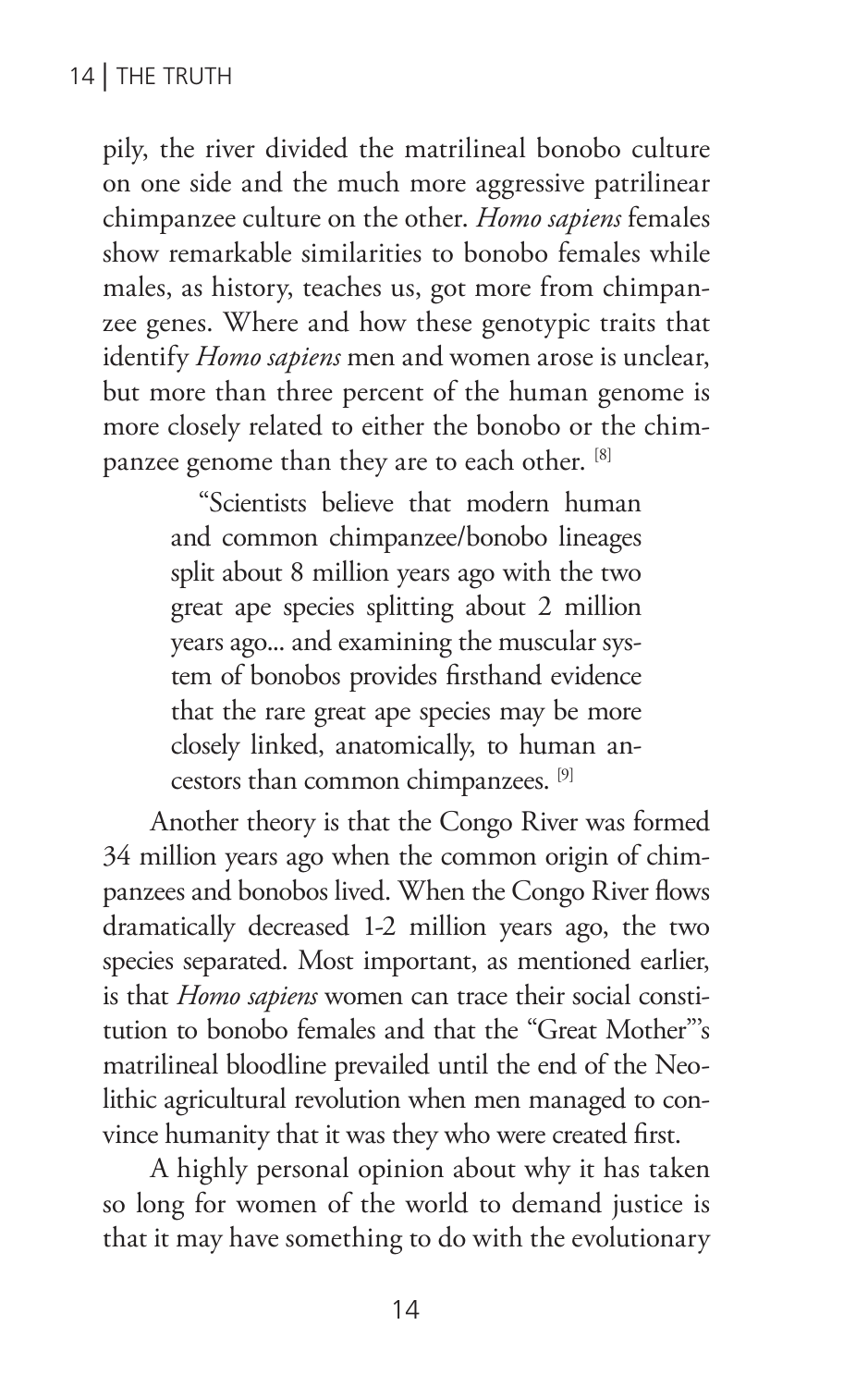pily, the river divided the matrilineal bonobo culture on one side and the much more aggressive patrilinear chimpanzee culture on the other. *Homo sapiens* females show remarkable similarities to bonobo females while males, as history, teaches us, got more from chimpanzee genes. Where and how these genotypic traits that identify *Homo sapiens* men and women arose is unclear, but more than three percent of the human genome is more closely related to either the bonobo or the chimpanzee genome than they are to each other. [8]

> "Scientists believe that modern human and common chimpanzee/bonobo lineages split about 8 million years ago with the two great ape species splitting about 2 million years ago... and examining the muscular system of bonobos provides firsthand evidence that the rare great ape species may be more closely linked, anatomically, to human ancestors than common chimpanzees. [9]

Another theory is that the Congo River was formed 34 million years ago when the common origin of chimpanzees and bonobos lived. When the Congo River flows dramatically decreased 1-2 million years ago, the two species separated. Most important, as mentioned earlier, is that *Homo sapiens* women can trace their social constitution to bonobo females and that the "Great Mother"'s matrilineal bloodline prevailed until the end of the Neolithic agricultural revolution when men managed to convince humanity that it was they who were created first.

A highly personal opinion about why it has taken so long for women of the world to demand justice is that it may have something to do with the evolutionary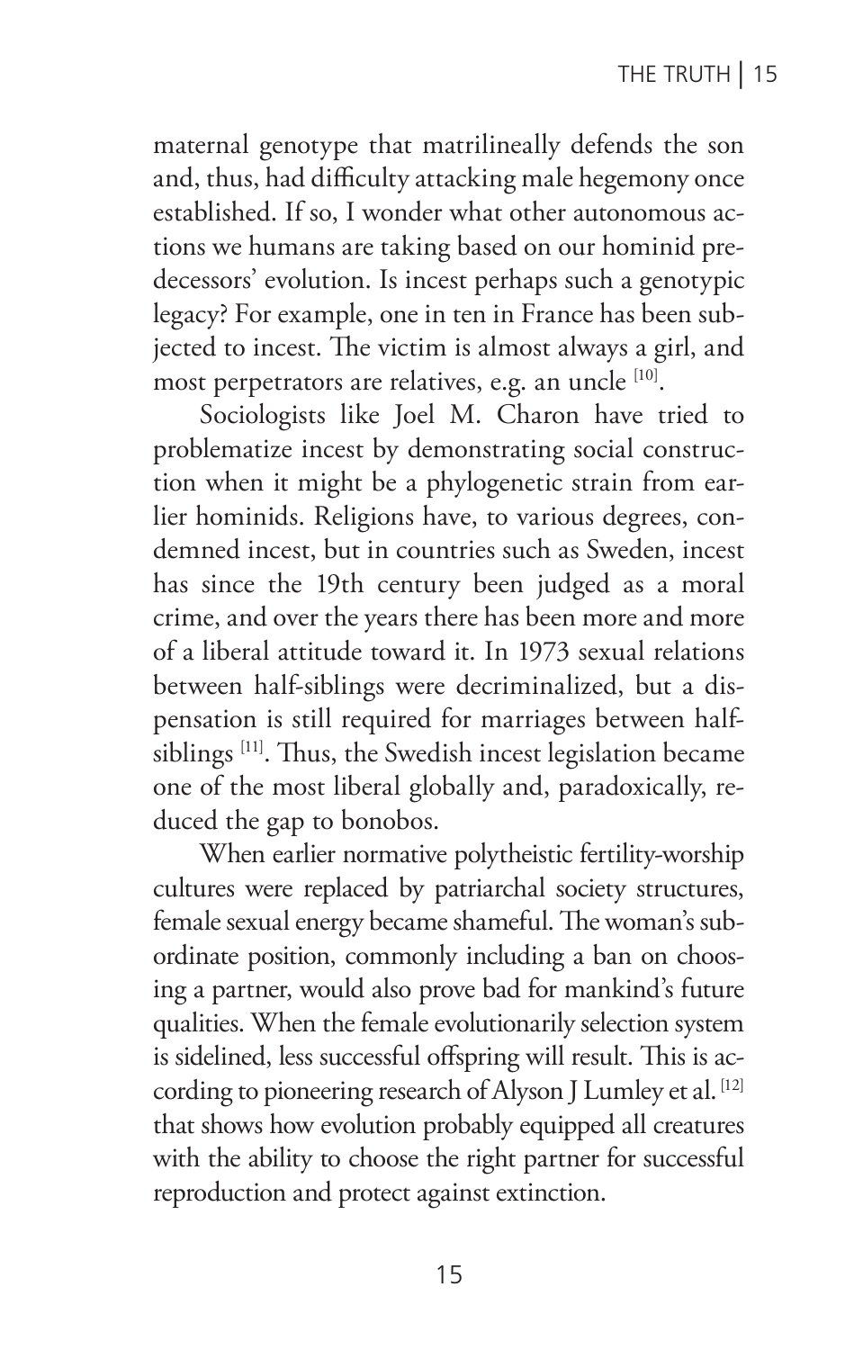maternal genotype that matrilineally defends the son and, thus, had difficulty attacking male hegemony once established. If so, I wonder what other autonomous actions we humans are taking based on our hominid predecessors' evolution. Is incest perhaps such a genotypic legacy? For example, one in ten in France has been subjected to incest. The victim is almost always a girl, and most perpetrators are relatives, e.g. an uncle [10].

Sociologists like Joel M. Charon have tried to problematize incest by demonstrating social construction when it might be a phylogenetic strain from earlier hominids. Religions have, to various degrees, condemned incest, but in countries such as Sweden, incest has since the 19th century been judged as a moral crime, and over the years there has been more and more of a liberal attitude toward it. In 1973 sexual relations between half-siblings were decriminalized, but a dispensation is still required for marriages between half-siblings [11]. Thus, the Swedish incest legislation became one of the most liberal globally and, paradoxically, reduced the gap to bonobos.

When earlier normative polytheistic fertility-worship cultures were replaced by patriarchal society structures, female sexual energy became shameful. The woman's subordinate position, commonly including a ban on choosing a partner, would also prove bad for mankind's future qualities. When the female evolutionarily selection system is sidelined, less successful offspring will result. This is according to pioneering research of Alyson J Lumley et al. [12] that shows how evolution probably equipped all creatures with the ability to choose the right partner for successful reproduction and protect against extinction.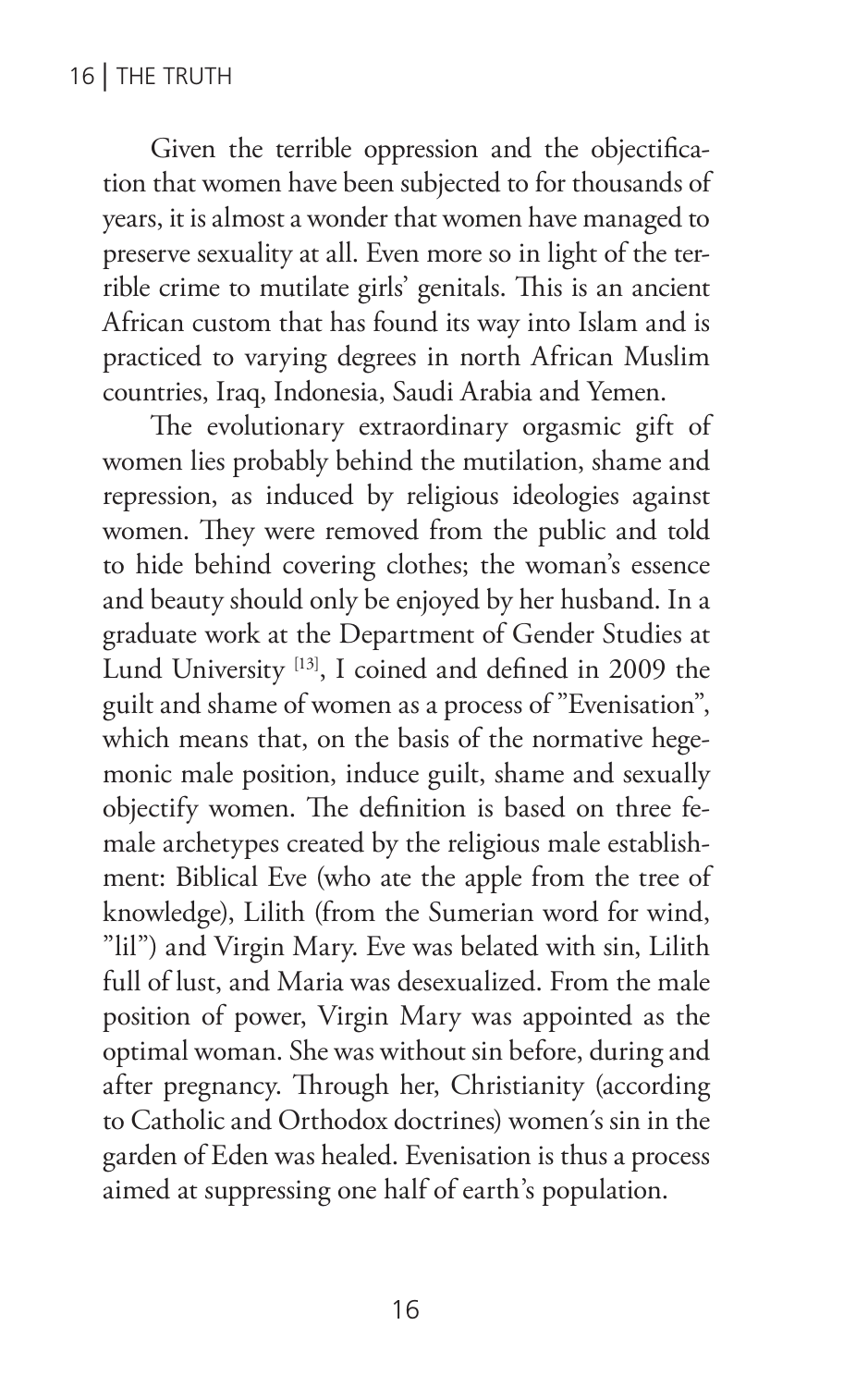Given the terrible oppression and the objectification that women have been subjected to for thousands of years, it is almost a wonder that women have managed to preserve sexuality at all. Even more so in light of the terrible crime to mutilate girls' genitals. This is an ancient African custom that has found its way into Islam and is practiced to varying degrees in north African Muslim countries, Iraq, Indonesia, Saudi Arabia and Yemen.

The evolutionary extraordinary orgasmic gift of women lies probably behind the mutilation, shame and repression, as induced by religious ideologies against women. They were removed from the public and told to hide behind covering clothes; the woman's essence and beauty should only be enjoyed by her husband. In a graduate work at the Department of Gender Studies at Lund University [13], I coined and defined in 2009 the guilt and shame of women as a process of "Evenisation", which means that, on the basis of the normative hegemonic male position, induce guilt, shame and sexually objectify women. The definition is based on three female archetypes created by the religious male establishment: Biblical Eve (who ate the apple from the tree of knowledge), Lilith (from the Sumerian word for wind, "lil") and Virgin Mary. Eve was belated with sin, Lilith full of lust, and Maria was desexualized. From the male position of power, Virgin Mary was appointed as the optimal woman. She was without sin before, during and after pregnancy. Through her, Christianity (according to Catholic and Orthodox doctrines) women´s sin in the garden of Eden was healed. Evenisation is thus a process aimed at suppressing one half of earth's population.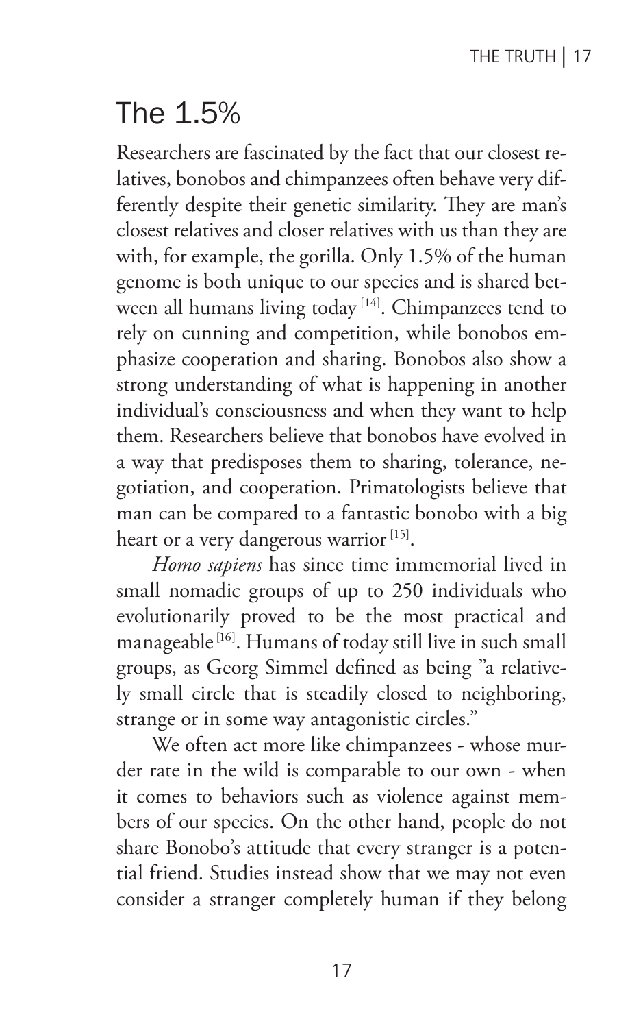## The 1.5%

Researchers are fascinated by the fact that our closest relatives, bonobos and chimpanzees often behave very differently despite their genetic similarity. They are man's closest relatives and closer relatives with us than they are with, for example, the gorilla. Only 1.5% of the human genome is both unique to our species and is shared between all humans living today [14]. Chimpanzees tend to rely on cunning and competition, while bonobos emphasize cooperation and sharing. Bonobos also show a strong understanding of what is happening in another individual's consciousness and when they want to help them. Researchers believe that bonobos have evolved in a way that predisposes them to sharing, tolerance, negotiation, and cooperation. Primatologists believe that man can be compared to a fantastic bonobo with a big heart or a very dangerous warrior [15].

*Homo sapiens* has since time immemorial lived in small nomadic groups of up to 250 individuals who evolutionarily proved to be the most practical and manageable [16]. Humans of today still live in such small groups, as Georg Simmel defined as being "a relatively small circle that is steadily closed to neighboring, strange or in some way antagonistic circles."

We often act more like chimpanzees - whose murder rate in the wild is comparable to our own - when it comes to behaviors such as violence against members of our species. On the other hand, people do not share Bonobo's attitude that every stranger is a potential friend. Studies instead show that we may not even consider a stranger completely human if they belong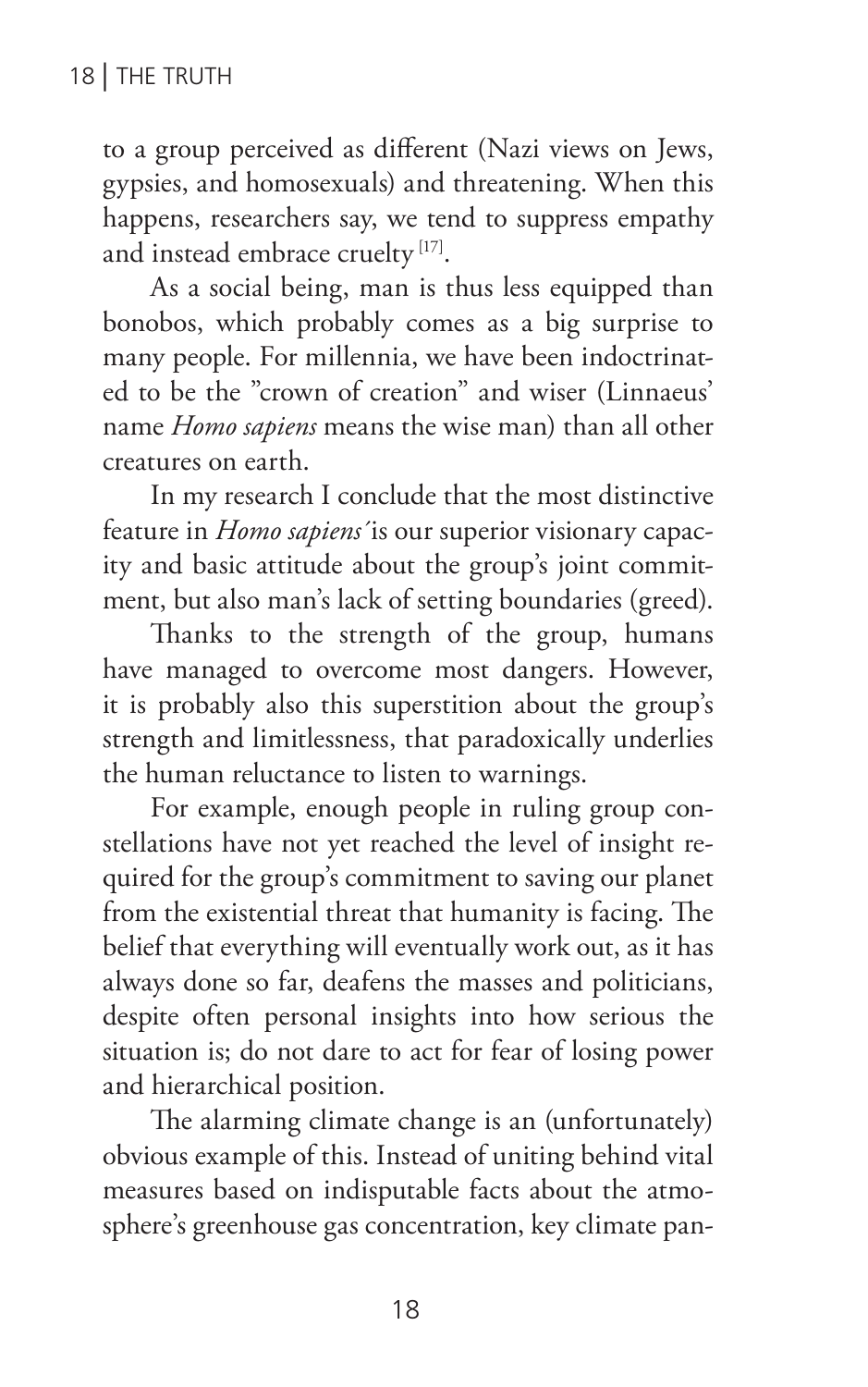to a group perceived as different (Nazi views on Jews, gypsies, and homosexuals) and threatening. When this happens, researchers say, we tend to suppress empathy and instead embrace cruelty [17].

As a social being, man is thus less equipped than bonobos, which probably comes as a big surprise to many people. For millennia, we have been indoctrinated to be the "crown of creation" and wiser (Linnaeus' name *Homo sapiens* means the wise man) than all other creatures on earth.

In my research I conclude that the most distinctive feature in *Homo sapiens´* is our superior visionary capacity and basic attitude about the group's joint commitment, but also man's lack of setting boundaries (greed).

Thanks to the strength of the group, humans have managed to overcome most dangers. However, it is probably also this superstition about the group's strength and limitlessness, that paradoxically underlies the human reluctance to listen to warnings.

For example, enough people in ruling group constellations have not yet reached the level of insight required for the group's commitment to saving our planet from the existential threat that humanity is facing. The belief that everything will eventually work out, as it has always done so far, deafens the masses and politicians, despite often personal insights into how serious the situation is; do not dare to act for fear of losing power and hierarchical position.

The alarming climate change is an (unfortunately) obvious example of this. Instead of uniting behind vital measures based on indisputable facts about the atmosphere's greenhouse gas concentration, key climate pan-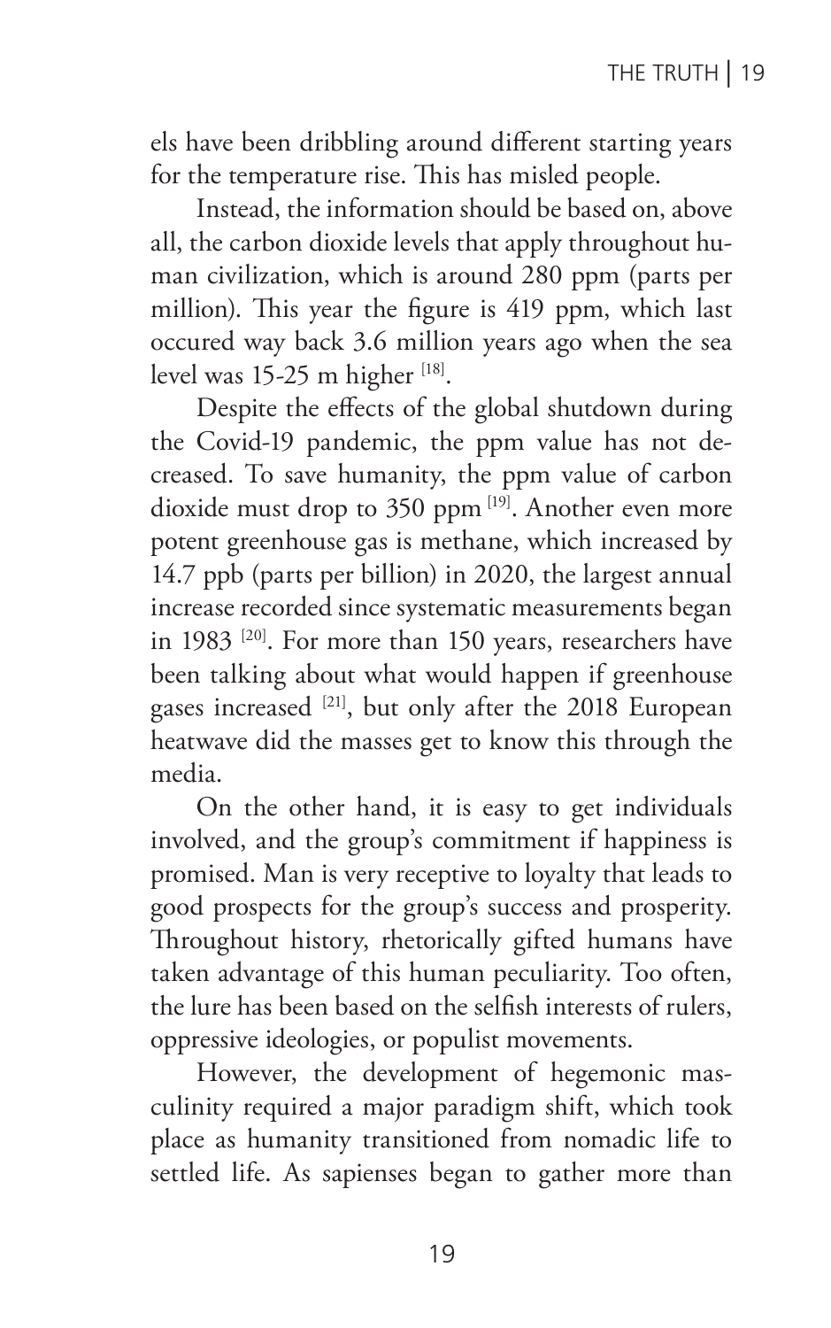els have been dribbling around different starting years for the temperature rise. This has misled people.

Instead, the information should be based on, above all, the carbon dioxide levels that apply throughout human civilization, which is around 280 ppm (parts per million). This year the figure is 419 ppm, which last occured way back 3.6 million years ago when the sea level was 15-25 m higher [18].

Despite the effects of the global shutdown during the Covid-19 pandemic, the ppm value has not decreased. To save humanity, the ppm value of carbon dioxide must drop to 350 ppm [19]. Another even more potent greenhouse gas is methane, which increased by 14.7 ppb (parts per billion) in 2020, the largest annual increase recorded since systematic measurements began in 1983 [20]. For more than 150 years, researchers have been talking about what would happen if greenhouse gases increased [21], but only after the 2018 European heatwave did the masses get to know this through the media.

On the other hand, it is easy to get individuals involved, and the group's commitment if happiness is promised. Man is very receptive to loyalty that leads to good prospects for the group's success and prosperity. Throughout history, rhetorically gifted humans have taken advantage of this human peculiarity. Too often, the lure has been based on the selfish interests of rulers, oppressive ideologies, or populist movements.

However, the development of hegemonic masculinity required a major paradigm shift, which took place as humanity transitioned from nomadic life to settled life. As sapienses began to gather more than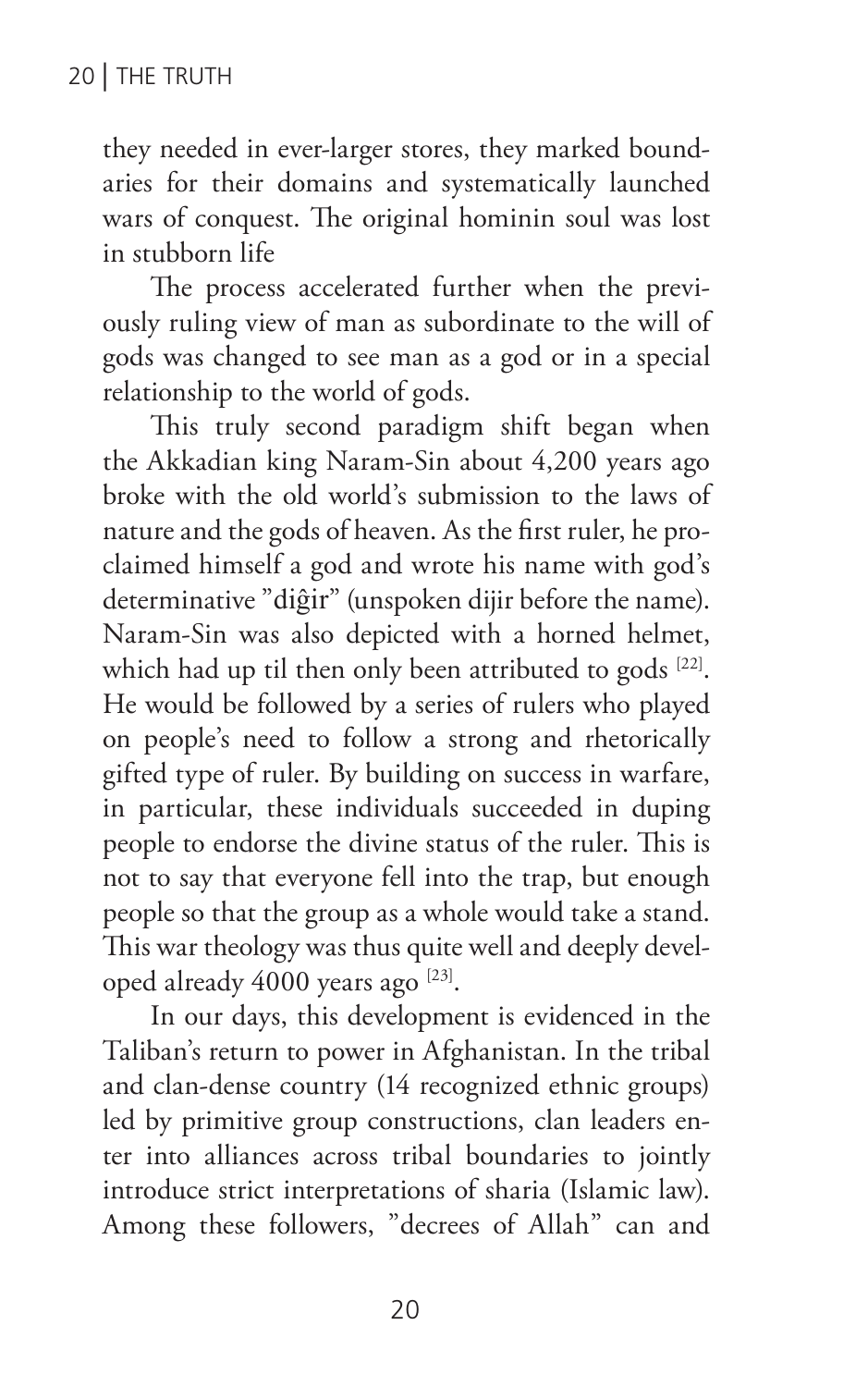they needed in ever-larger stores, they marked boundaries for their domains and systematically launched wars of conquest. The original hominin soul was lost in stubborn life

The process accelerated further when the previously ruling view of man as subordinate to the will of gods was changed to see man as a god or in a special relationship to the world of gods.

This truly second paradigm shift began when the Akkadian king Naram-Sin about 4,200 years ago broke with the old world's submission to the laws of nature and the gods of heaven. As the first ruler, he proclaimed himself a god and wrote his name with god's determinative "diĝir" (unspoken dijir before the name). Naram-Sin was also depicted with a horned helmet, which had up til then only been attributed to gods [22]. He would be followed by a series of rulers who played on people's need to follow a strong and rhetorically gifted type of ruler. By building on success in warfare, in particular, these individuals succeeded in duping people to endorse the divine status of the ruler. This is not to say that everyone fell into the trap, but enough people so that the group as a whole would take a stand. This war theology was thus quite well and deeply developed already 4000 years ago [23].

In our days, this development is evidenced in the Taliban's return to power in Afghanistan. In the tribal and clan-dense country (14 recognized ethnic groups) led by primitive group constructions, clan leaders enter into alliances across tribal boundaries to jointly introduce strict interpretations of sharia (Islamic law). Among these followers, "decrees of Allah" can and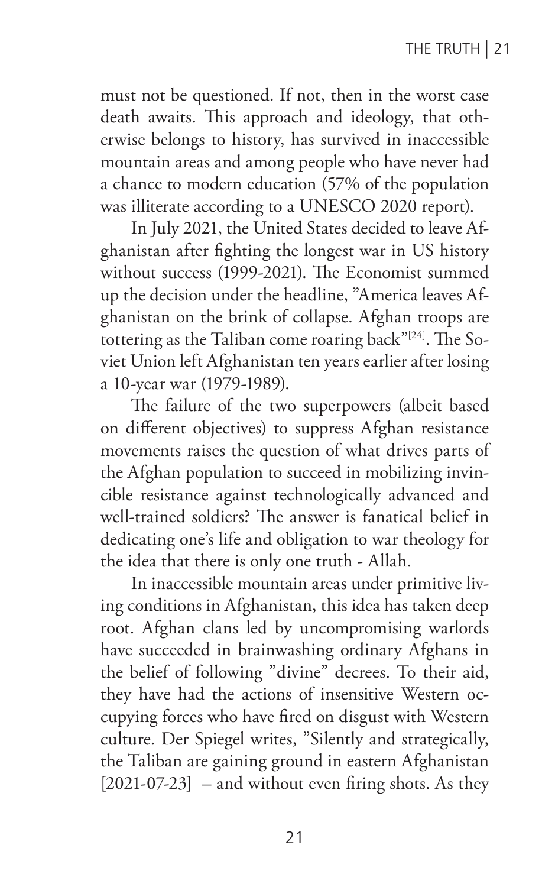must not be questioned. If not, then in the worst case death awaits. This approach and ideology, that otherwise belongs to history, has survived in inaccessible mountain areas and among people who have never had a chance to modern education (57% of the population was illiterate according to a UNESCO 2020 report).

In July 2021, the United States decided to leave Afghanistan after fighting the longest war in US history without success (1999-2021). The Economist summed up the decision under the headline, ”America leaves Afghanistan on the brink of collapse. Afghan troops are tottering as the Taliban come roaring back”[24]. The Soviet Union left Afghanistan ten years earlier after losing a 10-year war (1979-1989).

The failure of the two superpowers (albeit based on different objectives) to suppress Afghan resistance movements raises the question of what drives parts of the Afghan population to succeed in mobilizing invincible resistance against technologically advanced and well-trained soldiers? The answer is fanatical belief in dedicating one's life and obligation to war theology for the idea that there is only one truth - Allah.

In inaccessible mountain areas under primitive living conditions in Afghanistan, this idea has taken deep root. Afghan clans led by uncompromising warlords have succeeded in brainwashing ordinary Afghans in the belief of following ”divine” decrees. To their aid, they have had the actions of insensitive Western occupying forces who have fired on disgust with Western culture. Der Spiegel writes, ”Silently and strategically, the Taliban are gaining ground in eastern Afghanistan [2021-07-23] – and without even firing shots. As they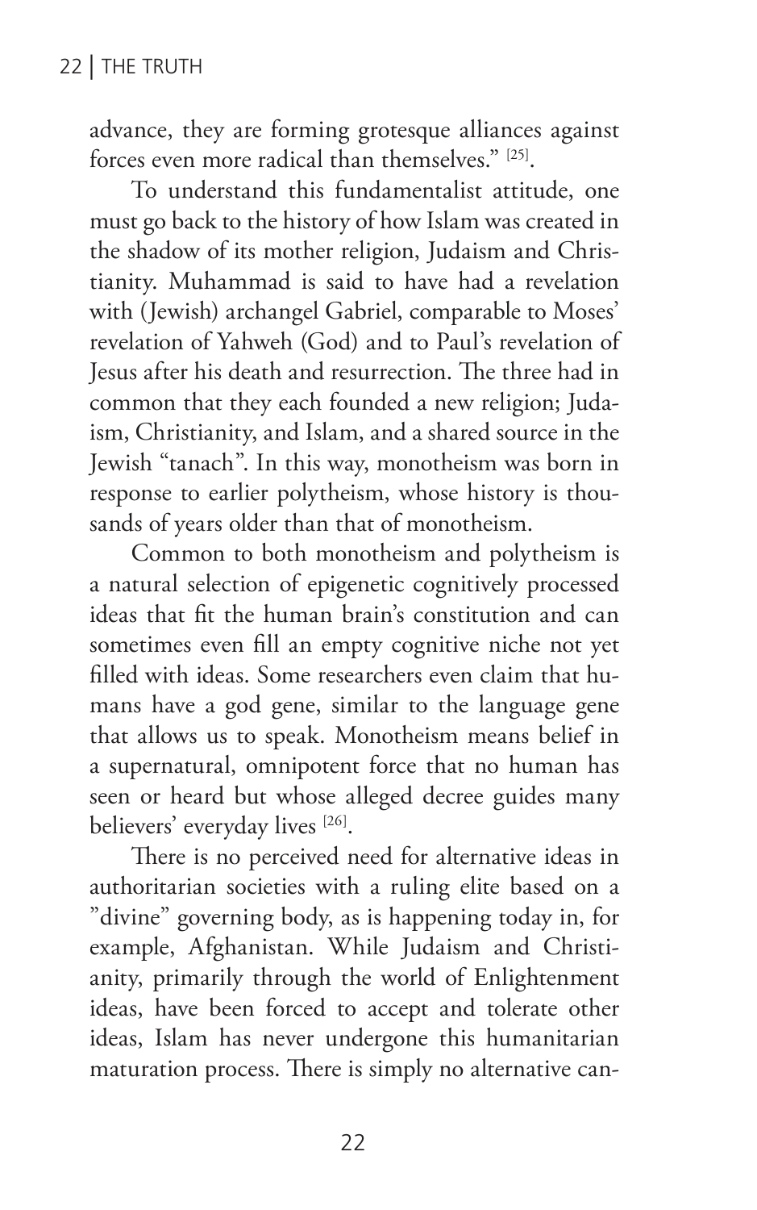advance, they are forming grotesque alliances against forces even more radical than themselves." [25].

To understand this fundamentalist attitude, one must go back to the history of how Islam was created in the shadow of its mother religion, Judaism and Christianity. Muhammad is said to have had a revelation with (Jewish) archangel Gabriel, comparable to Moses' revelation of Yahweh (God) and to Paul's revelation of Jesus after his death and resurrection. The three had in common that they each founded a new religion; Judaism, Christianity, and Islam, and a shared source in the Jewish "tanach". In this way, monotheism was born in response to earlier polytheism, whose history is thousands of years older than that of monotheism.

Common to both monotheism and polytheism is a natural selection of epigenetic cognitively processed ideas that fit the human brain's constitution and can sometimes even fill an empty cognitive niche not yet filled with ideas. Some researchers even claim that humans have a god gene, similar to the language gene that allows us to speak. Monotheism means belief in a supernatural, omnipotent force that no human has seen or heard but whose alleged decree guides many believers' everyday lives [26].

There is no perceived need for alternative ideas in authoritarian societies with a ruling elite based on a "divine" governing body, as is happening today in, for example, Afghanistan. While Judaism and Christianity, primarily through the world of Enlightenment ideas, have been forced to accept and tolerate other ideas, Islam has never undergone this humanitarian maturation process. There is simply no alternative can-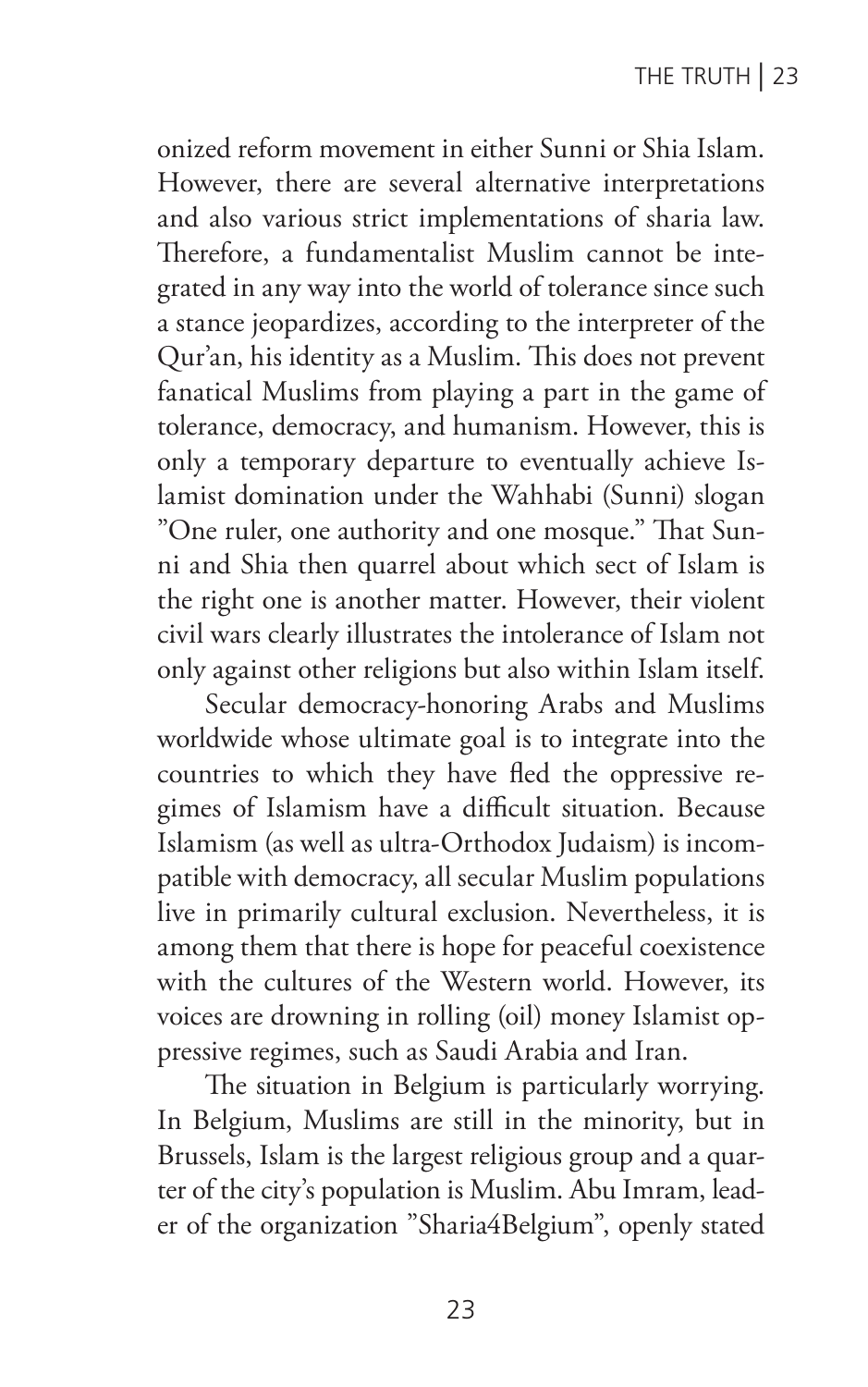onized reform movement in either Sunni or Shia Islam. However, there are several alternative interpretations and also various strict implementations of sharia law. Therefore, a fundamentalist Muslim cannot be integrated in any way into the world of tolerance since such a stance jeopardizes, according to the interpreter of the Qur'an, his identity as a Muslim. This does not prevent fanatical Muslims from playing a part in the game of tolerance, democracy, and humanism. However, this is only a temporary departure to eventually achieve Islamist domination under the Wahhabi (Sunni) slogan "One ruler, one authority and one mosque." That Sunni and Shia then quarrel about which sect of Islam is the right one is another matter. However, their violent civil wars clearly illustrates the intolerance of Islam not only against other religions but also within Islam itself.

Secular democracy-honoring Arabs and Muslims worldwide whose ultimate goal is to integrate into the countries to which they have fled the oppressive regimes of Islamism have a difficult situation. Because Islamism (as well as ultra-Orthodox Judaism) is incompatible with democracy, all secular Muslim populations live in primarily cultural exclusion. Nevertheless, it is among them that there is hope for peaceful coexistence with the cultures of the Western world. However, its voices are drowning in rolling (oil) money Islamist oppressive regimes, such as Saudi Arabia and Iran.

The situation in Belgium is particularly worrying. In Belgium, Muslims are still in the minority, but in Brussels, Islam is the largest religious group and a quarter of the city's population is Muslim. Abu Imram, leader of the organization "Sharia4Belgium", openly stated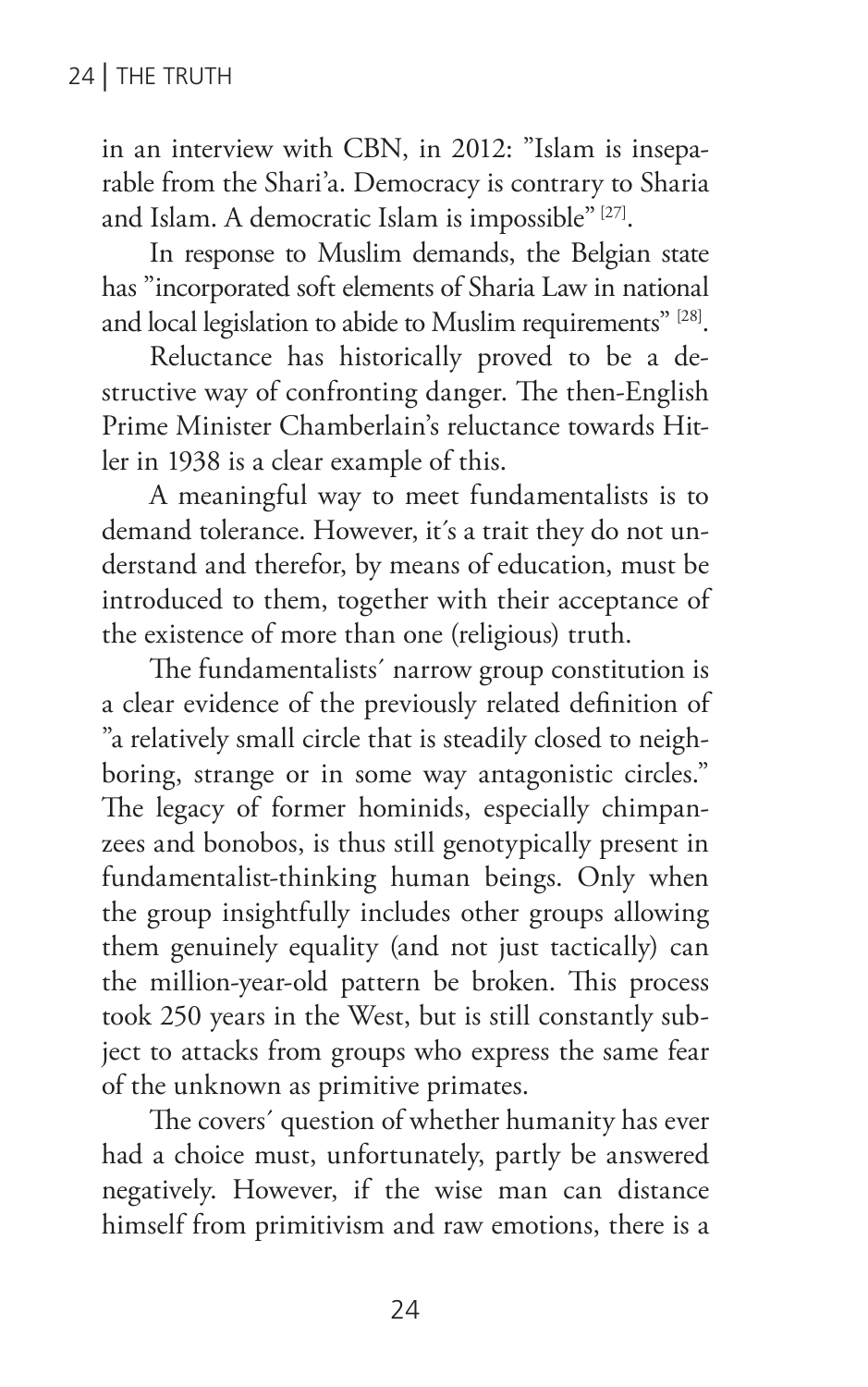in an interview with CBN, in 2012: ”Islam is inseparable from the Shari'a. Democracy is contrary to Sharia and Islam. A democratic Islam is impossible” [27].

In response to Muslim demands, the Belgian state has ”incorporated soft elements of Sharia Law in national and local legislation to abide to Muslim requirements” [28].

Reluctance has historically proved to be a destructive way of confronting danger. The then-English Prime Minister Chamberlain's reluctance towards Hitler in 1938 is a clear example of this.

A meaningful way to meet fundamentalists is to demand tolerance. However, it´s a trait they do not understand and therefor, by means of education, must be introduced to them, together with their acceptance of the existence of more than one (religious) truth.

The fundamentalists´ narrow group constitution is a clear evidence of the previously related definition of ”a relatively small circle that is steadily closed to neighboring, strange or in some way antagonistic circles.” The legacy of former hominids, especially chimpanzees and bonobos, is thus still genotypically present in fundamentalist-thinking human beings. Only when the group insightfully includes other groups allowing them genuinely equality (and not just tactically) can the million-year-old pattern be broken. This process took 250 years in the West, but is still constantly subject to attacks from groups who express the same fear of the unknown as primitive primates.

The covers´ question of whether humanity has ever had a choice must, unfortunately, partly be answered negatively. However, if the wise man can distance himself from primitivism and raw emotions, there is a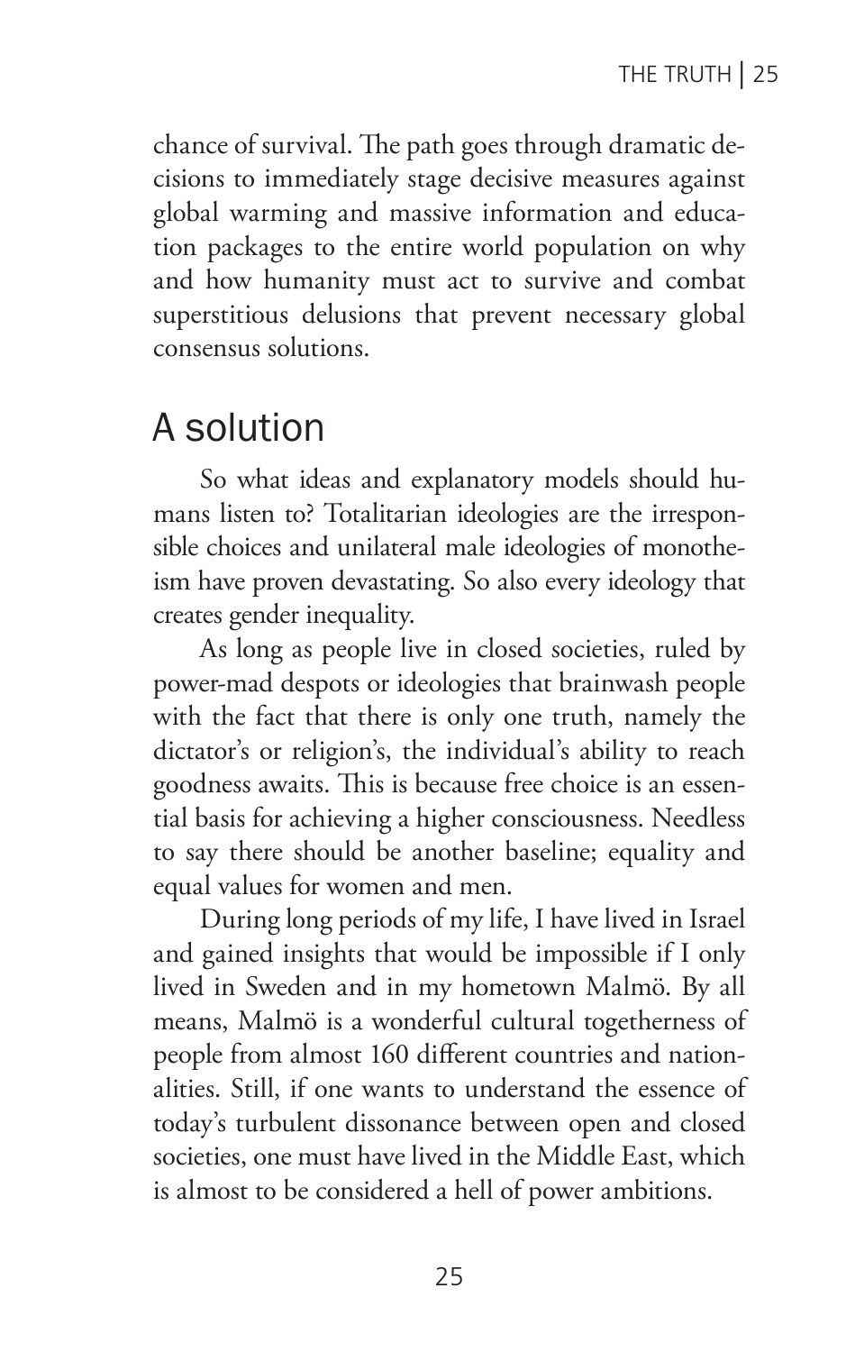chance of survival. The path goes through dramatic decisions to immediately stage decisive measures against global warming and massive information and education packages to the entire world population on why and how humanity must act to survive and combat superstitious delusions that prevent necessary global consensus solutions.

## A solution

So what ideas and explanatory models should humans listen to? Totalitarian ideologies are the irresponsible choices and unilateral male ideologies of monotheism have proven devastating. So also every ideology that creates gender inequality.

As long as people live in closed societies, ruled by power-mad despots or ideologies that brainwash people with the fact that there is only one truth, namely the dictator's or religion's, the individual's ability to reach goodness awaits. This is because free choice is an essential basis for achieving a higher consciousness. Needless to say there should be another baseline; equality and equal values for women and men.

During long periods of my life, I have lived in Israel and gained insights that would be impossible if I only lived in Sweden and in my hometown Malmö. By all means, Malmö is a wonderful cultural togetherness of people from almost 160 different countries and nationalities. Still, if one wants to understand the essence of today's turbulent dissonance between open and closed societies, one must have lived in the Middle East, which is almost to be considered a hell of power ambitions.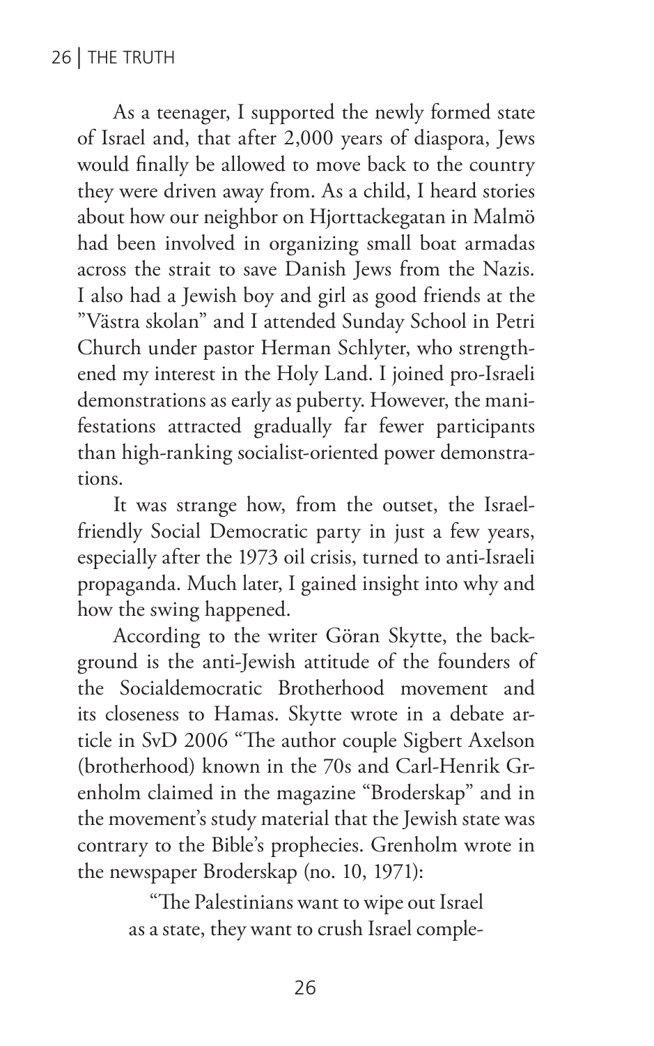As a teenager, I supported the newly formed state of Israel and, that after 2,000 years of diaspora, Jews would finally be allowed to move back to the country they were driven away from. As a child, I heard stories about how our neighbor on Hjorttackegatan in Malmö had been involved in organizing small boat armadas across the strait to save Danish Jews from the Nazis. I also had a Jewish boy and girl as good friends at the "Västra skolan" and I attended Sunday School in Petri Church under pastor Herman Schlyter, who strengthened my interest in the Holy Land. I joined pro-Israeli demonstrations as early as puberty. However, the manifestations attracted gradually far fewer participants than high-ranking socialist-oriented power demonstrations.

It was strange how, from the outset, the Israel-friendly Social Democratic party in just a few years, especially after the 1973 oil crisis, turned to anti-Israeli propaganda. Much later, I gained insight into why and how the swing happened.

According to the writer Göran Skytte, the background is the anti-Jewish attitude of the founders of the Socialdemocratic Brotherhood movement and its closeness to Hamas. Skytte wrote in a debate article in SvD 2006 "The author couple Sigbert Axelson (brotherhood) known in the 70s and Carl-Henrik Grenholm claimed in the magazine "Broderskap" and in the movement's study material that the Jewish state was contrary to the Bible's prophecies. Grenholm wrote in the newspaper Broderskap (no. 10, 1971):

> "The Palestinians want to wipe out Israel as a state, they want to crush Israel comple-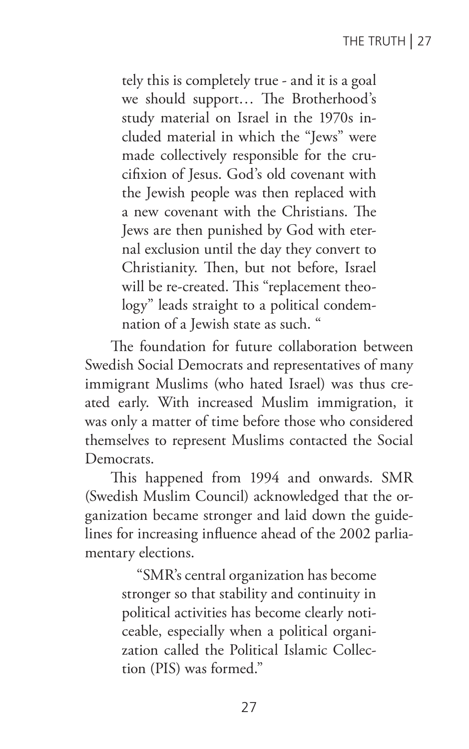> tely this is completely true - and it is a goal we should support… The Brotherhood's study material on Israel in the 1970s included material in which the "Jews" were made collectively responsible for the crucifixion of Jesus. God's old covenant with the Jewish people was then replaced with a new covenant with the Christians. The Jews are then punished by God with eternal exclusion until the day they convert to Christianity. Then, but not before, Israel will be re-created. This "replacement theology" leads straight to a political condemnation of a Jewish state as such. "

The foundation for future collaboration between Swedish Social Democrats and representatives of many immigrant Muslims (who hated Israel) was thus created early. With increased Muslim immigration, it was only a matter of time before those who considered themselves to represent Muslims contacted the Social Democrats.

This happened from 1994 and onwards. SMR (Swedish Muslim Council) acknowledged that the organization became stronger and laid down the guidelines for increasing influence ahead of the 2002 parliamentary elections.

> "SMR's central organization has become stronger so that stability and continuity in political activities has become clearly noticeable, especially when a political organization called the Political Islamic Collection (PIS) was formed."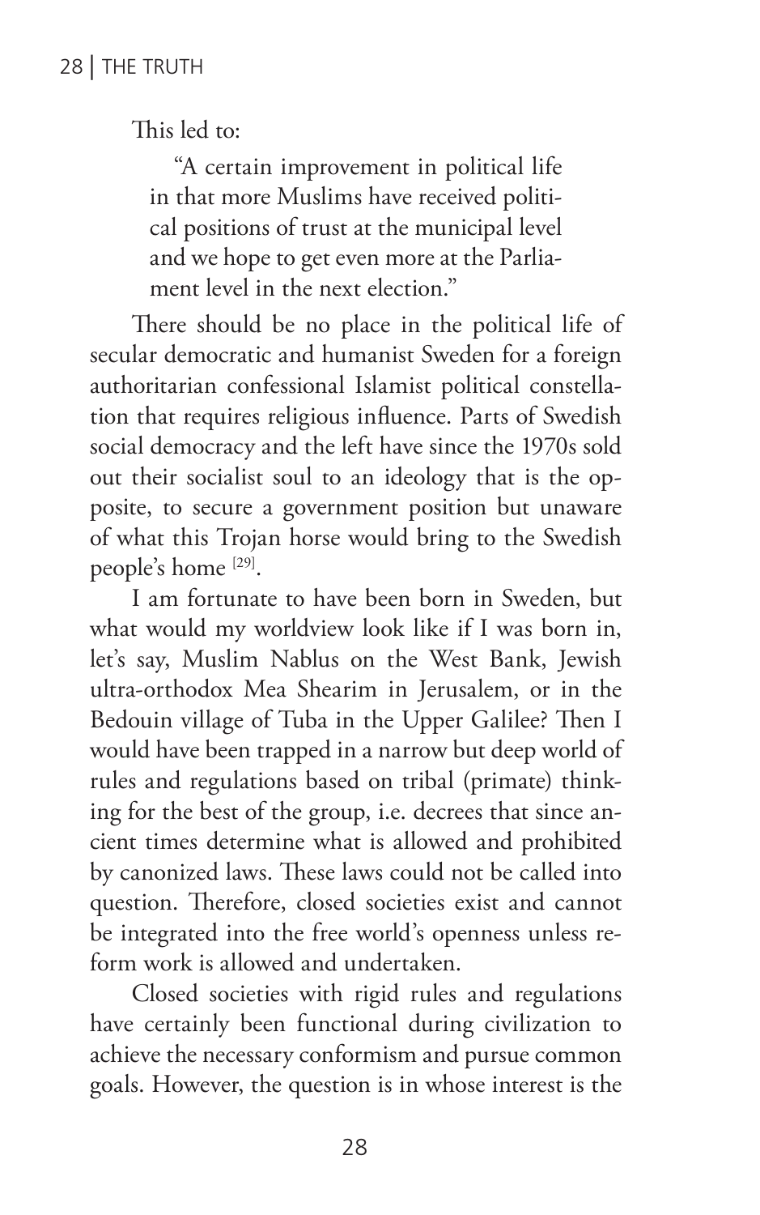This led to:

> "A certain improvement in political life in that more Muslims have received political positions of trust at the municipal level and we hope to get even more at the Parliament level in the next election."

There should be no place in the political life of secular democratic and humanist Sweden for a foreign authoritarian confessional Islamist political constellation that requires religious influence. Parts of Swedish social democracy and the left have since the 1970s sold out their socialist soul to an ideology that is the opposite, to secure a government position but unaware of what this Trojan horse would bring to the Swedish people's home [29].

I am fortunate to have been born in Sweden, but what would my worldview look like if I was born in, let's say, Muslim Nablus on the West Bank, Jewish ultra-orthodox Mea Shearim in Jerusalem, or in the Bedouin village of Tuba in the Upper Galilee? Then I would have been trapped in a narrow but deep world of rules and regulations based on tribal (primate) thinking for the best of the group, i.e. decrees that since ancient times determine what is allowed and prohibited by canonized laws. These laws could not be called into question. Therefore, closed societies exist and cannot be integrated into the free world's openness unless reform work is allowed and undertaken.

Closed societies with rigid rules and regulations have certainly been functional during civilization to achieve the necessary conformism and pursue common goals. However, the question is in whose interest is the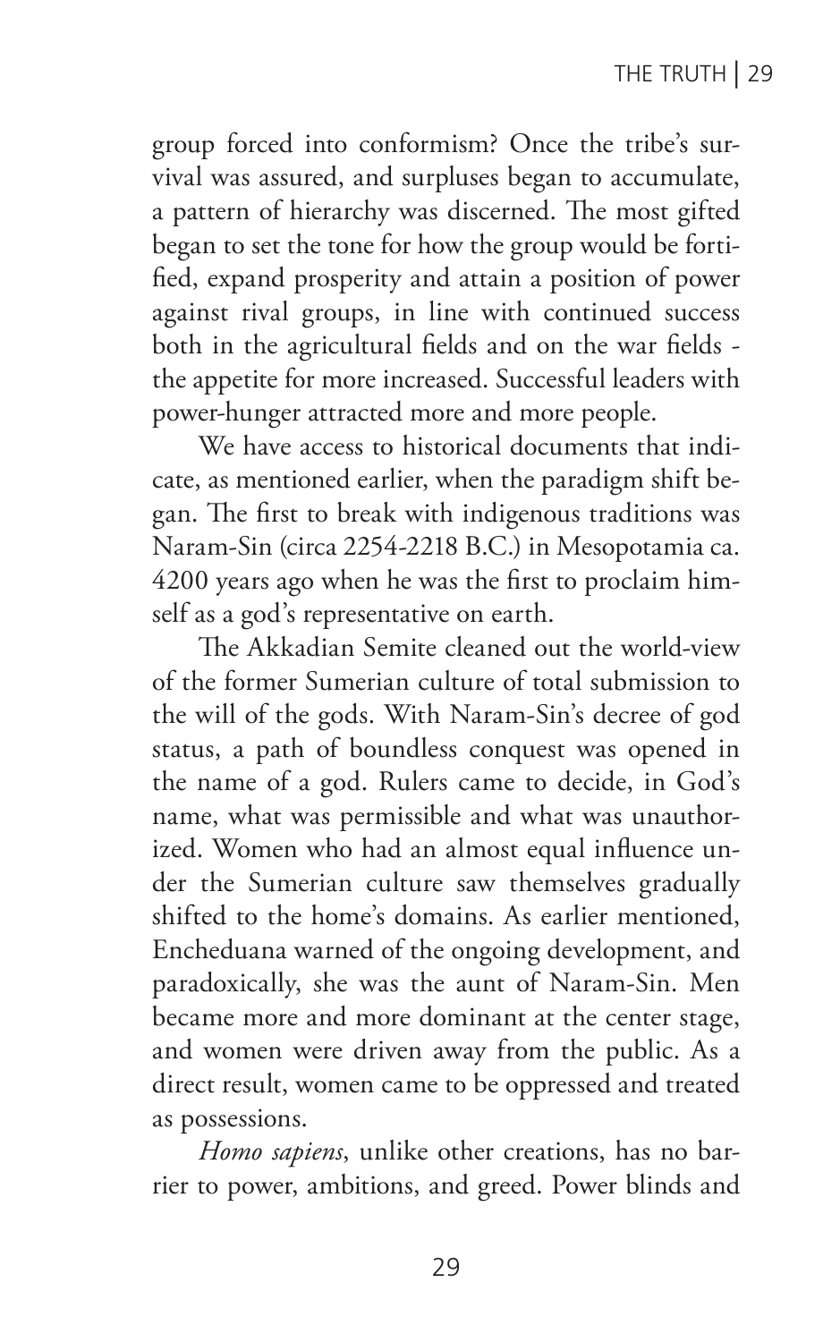group forced into conformism? Once the tribe's survival was assured, and surpluses began to accumulate, a pattern of hierarchy was discerned. The most gifted began to set the tone for how the group would be fortified, expand prosperity and attain a position of power against rival groups, in line with continued success both in the agricultural fields and on the war fields - the appetite for more increased. Successful leaders with power-hunger attracted more and more people.

We have access to historical documents that indicate, as mentioned earlier, when the paradigm shift began. The first to break with indigenous traditions was Naram-Sin (circa 2254-2218 B.C.) in Mesopotamia ca. 4200 years ago when he was the first to proclaim himself as a god's representative on earth.

The Akkadian Semite cleaned out the world-view of the former Sumerian culture of total submission to the will of the gods. With Naram-Sin's decree of god status, a path of boundless conquest was opened in the name of a god. Rulers came to decide, in God's name, what was permissible and what was unauthorized. Women who had an almost equal influence under the Sumerian culture saw themselves gradually shifted to the home's domains. As earlier mentioned, Encheduana warned of the ongoing development, and paradoxically, she was the aunt of Naram-Sin. Men became more and more dominant at the center stage, and women were driven away from the public. As a direct result, women came to be oppressed and treated as possessions.

*Homo sapiens*, unlike other creations, has no barrier to power, ambitions, and greed. Power blinds and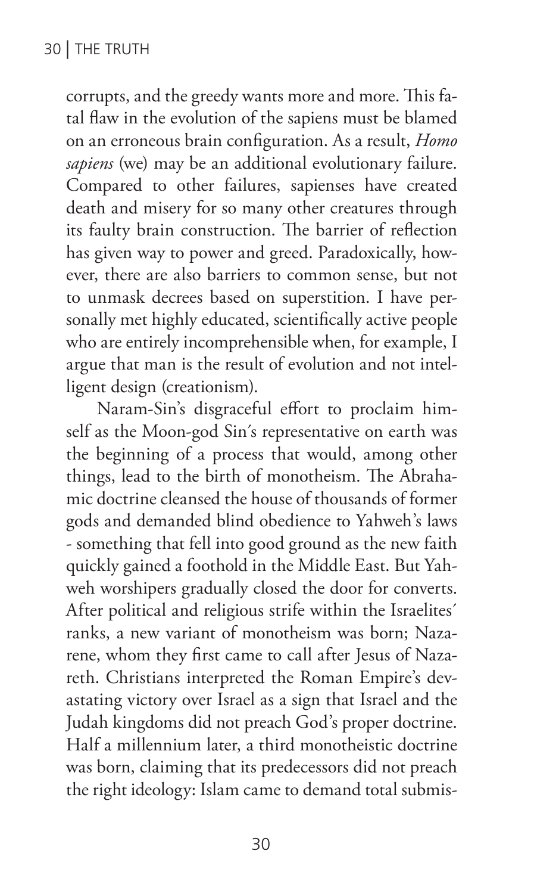corrupts, and the greedy wants more and more. This fatal flaw in the evolution of the sapiens must be blamed on an erroneous brain configuration. As a result, *Homo sapiens* (we) may be an additional evolutionary failure. Compared to other failures, sapienses have created death and misery for so many other creatures through its faulty brain construction. The barrier of reflection has given way to power and greed. Paradoxically, however, there are also barriers to common sense, but not to unmask decrees based on superstition. I have personally met highly educated, scientifically active people who are entirely incomprehensible when, for example, I argue that man is the result of evolution and not intelligent design (creationism).

Naram-Sin's disgraceful effort to proclaim himself as the Moon-god Sin´s representative on earth was the beginning of a process that would, among other things, lead to the birth of monotheism. The Abrahamic doctrine cleansed the house of thousands of former gods and demanded blind obedience to Yahweh's laws - something that fell into good ground as the new faith quickly gained a foothold in the Middle East. But Yahweh worshipers gradually closed the door for converts. After political and religious strife within the Israelites´ ranks, a new variant of monotheism was born; Nazarene, whom they first came to call after Jesus of Nazareth. Christians interpreted the Roman Empire's devastating victory over Israel as a sign that Israel and the Judah kingdoms did not preach God's proper doctrine. Half a millennium later, a third monotheistic doctrine was born, claiming that its predecessors did not preach the right ideology: Islam came to demand total submis-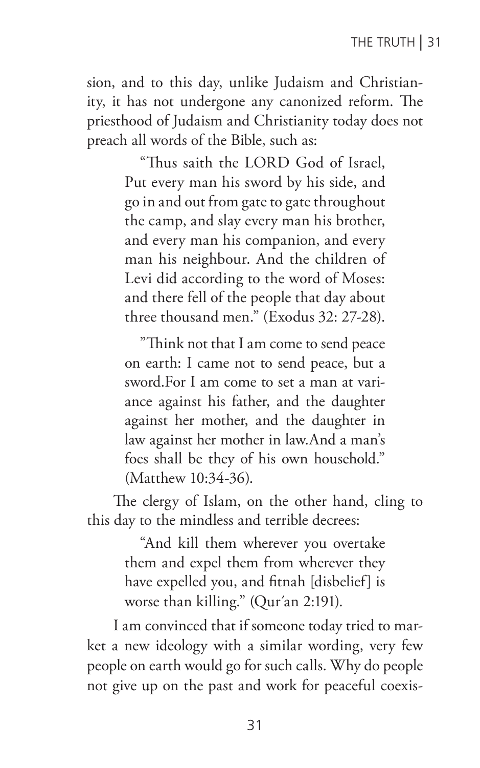sion, and to this day, unlike Judaism and Christianity, it has not undergone any canonized reform. The priesthood of Judaism and Christianity today does not preach all words of the Bible, such as:

> "Thus saith the LORD God of Israel, Put every man his sword by his side, and go in and out from gate to gate throughout the camp, and slay every man his brother, and every man his companion, and every man his neighbour. And the children of Levi did according to the word of Moses: and there fell of the people that day about three thousand men." (Exodus 32: 27-28).

> "Think not that I am come to send peace on earth: I came not to send peace, but a sword.For I am come to set a man at variance against his father, and the daughter against her mother, and the daughter in law against her mother in law.And a man's foes shall be they of his own household." (Matthew 10:34-36).

The clergy of Islam, on the other hand, cling to this day to the mindless and terrible decrees:

> "And kill them wherever you overtake them and expel them from wherever they have expelled you, and fitnah [disbelief] is worse than killing." (Qur´an 2:191).

I am convinced that if someone today tried to market a new ideology with a similar wording, very few people on earth would go for such calls. Why do people not give up on the past and work for peaceful coexis-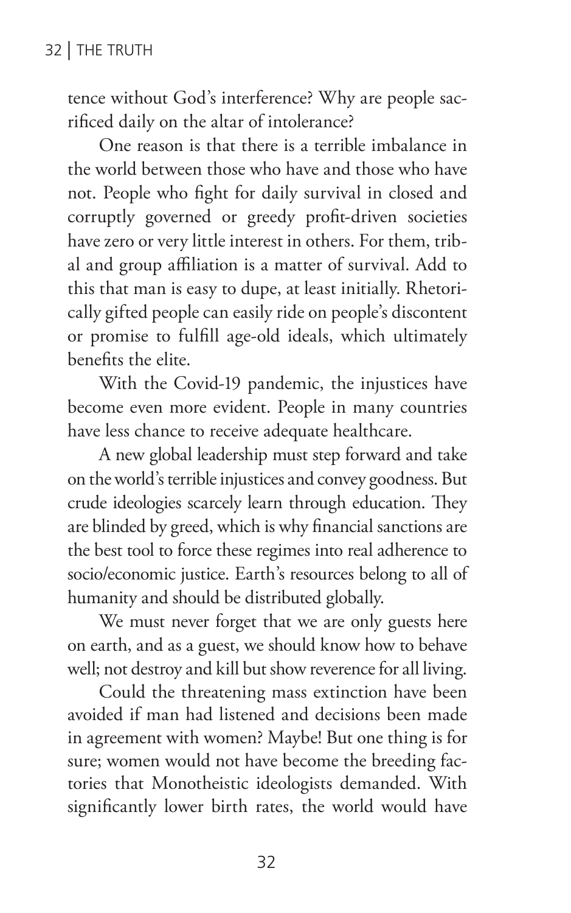tence without God's interference? Why are people sacrificed daily on the altar of intolerance?

One reason is that there is a terrible imbalance in the world between those who have and those who have not. People who fight for daily survival in closed and corruptly governed or greedy profit-driven societies have zero or very little interest in others. For them, tribal and group affiliation is a matter of survival. Add to this that man is easy to dupe, at least initially. Rhetorically gifted people can easily ride on people's discontent or promise to fulfill age-old ideals, which ultimately benefits the elite.

With the Covid-19 pandemic, the injustices have become even more evident. People in many countries have less chance to receive adequate healthcare.

A new global leadership must step forward and take on the world's terrible injustices and convey goodness. But crude ideologies scarcely learn through education. They are blinded by greed, which is why financial sanctions are the best tool to force these regimes into real adherence to socio/economic justice. Earth's resources belong to all of humanity and should be distributed globally.

We must never forget that we are only guests here on earth, and as a guest, we should know how to behave well; not destroy and kill but show reverence for all living.

Could the threatening mass extinction have been avoided if man had listened and decisions been made in agreement with women? Maybe! But one thing is for sure; women would not have become the breeding factories that Monotheistic ideologists demanded. With significantly lower birth rates, the world would have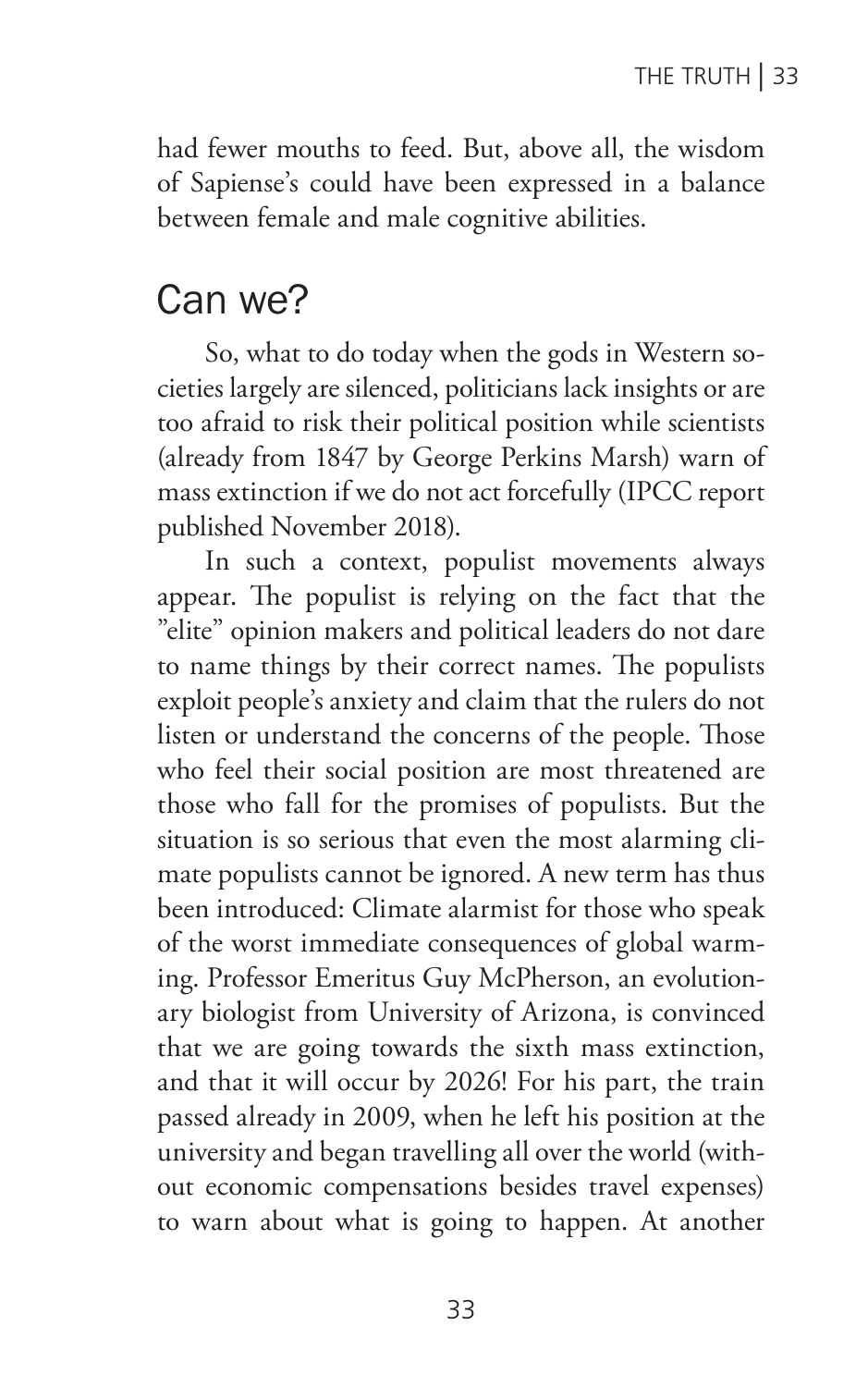had fewer mouths to feed. But, above all, the wisdom of Sapiense's could have been expressed in a balance between female and male cognitive abilities.

## Can we?

So, what to do today when the gods in Western societies largely are silenced, politicians lack insights or are too afraid to risk their political position while scientists (already from 1847 by George Perkins Marsh) warn of mass extinction if we do not act forcefully (IPCC report published November 2018).

In such a context, populist movements always appear. The populist is relying on the fact that the "elite" opinion makers and political leaders do not dare to name things by their correct names. The populists exploit people's anxiety and claim that the rulers do not listen or understand the concerns of the people. Those who feel their social position are most threatened are those who fall for the promises of populists. But the situation is so serious that even the most alarming climate populists cannot be ignored. A new term has thus been introduced: Climate alarmist for those who speak of the worst immediate consequences of global warming. Professor Emeritus Guy McPherson, an evolutionary biologist from University of Arizona, is convinced that we are going towards the sixth mass extinction, and that it will occur by 2026! For his part, the train passed already in 2009, when he left his position at the university and began travelling all over the world (without economic compensations besides travel expenses) to warn about what is going to happen. At another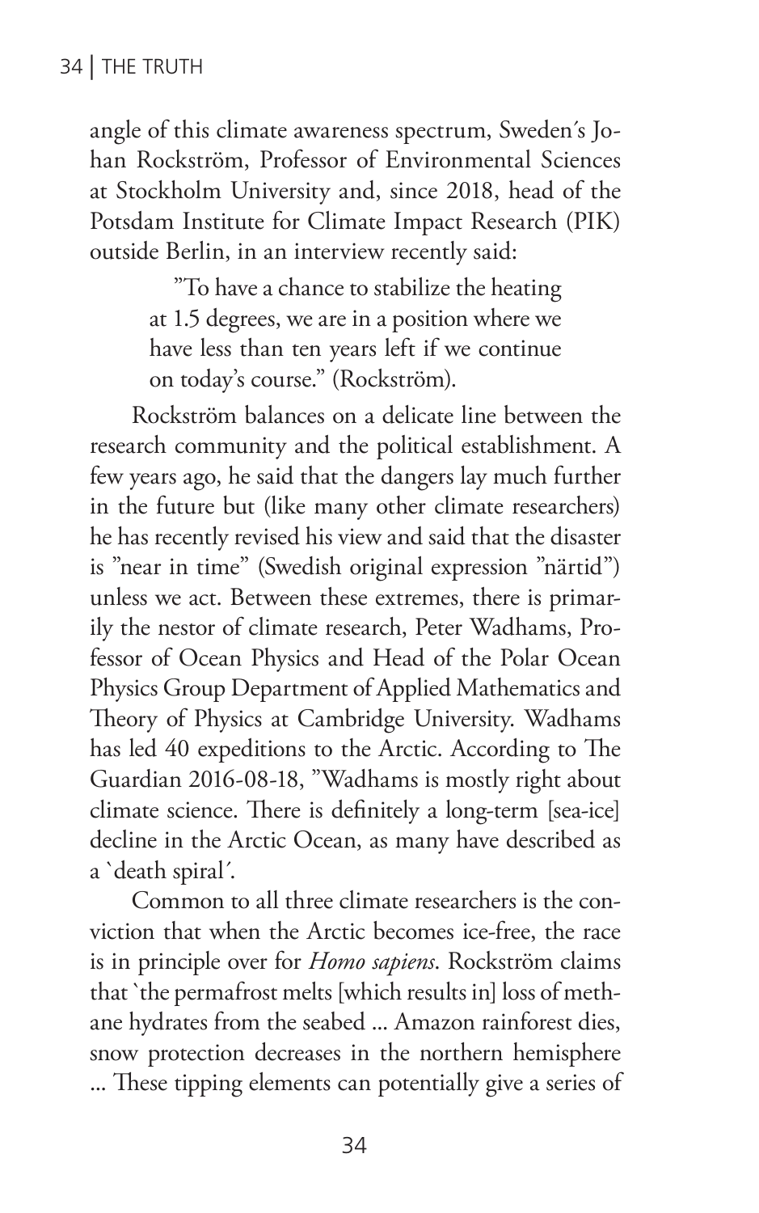angle of this climate awareness spectrum, Sweden´s Johan Rockström, Professor of Environmental Sciences at Stockholm University and, since 2018, head of the Potsdam Institute for Climate Impact Research (PIK) outside Berlin, in an interview recently said:

> ”To have a chance to stabilize the heating at 1.5 degrees, we are in a position where we have less than ten years left if we continue on today's course.” (Rockström).

Rockström balances on a delicate line between the research community and the political establishment. A few years ago, he said that the dangers lay much further in the future but (like many other climate researchers) he has recently revised his view and said that the disaster is ”near in time” (Swedish original expression ”närtid”) unless we act. Between these extremes, there is primarily the nestor of climate research, Peter Wadhams, Professor of Ocean Physics and Head of the Polar Ocean Physics Group Department of Applied Mathematics and Theory of Physics at Cambridge University. Wadhams has led 40 expeditions to the Arctic. According to The Guardian 2016-08-18, ”Wadhams is mostly right about climate science. There is definitely a long-term [sea-ice] decline in the Arctic Ocean, as many have described as a `death spiral´.

Common to all three climate researchers is the conviction that when the Arctic becomes ice-free, the race is in principle over for *Homo sapiens*. Rockström claims that `the permafrost melts [which results in] loss of methane hydrates from the seabed ... Amazon rainforest dies, snow protection decreases in the northern hemisphere ... These tipping elements can potentially give a series of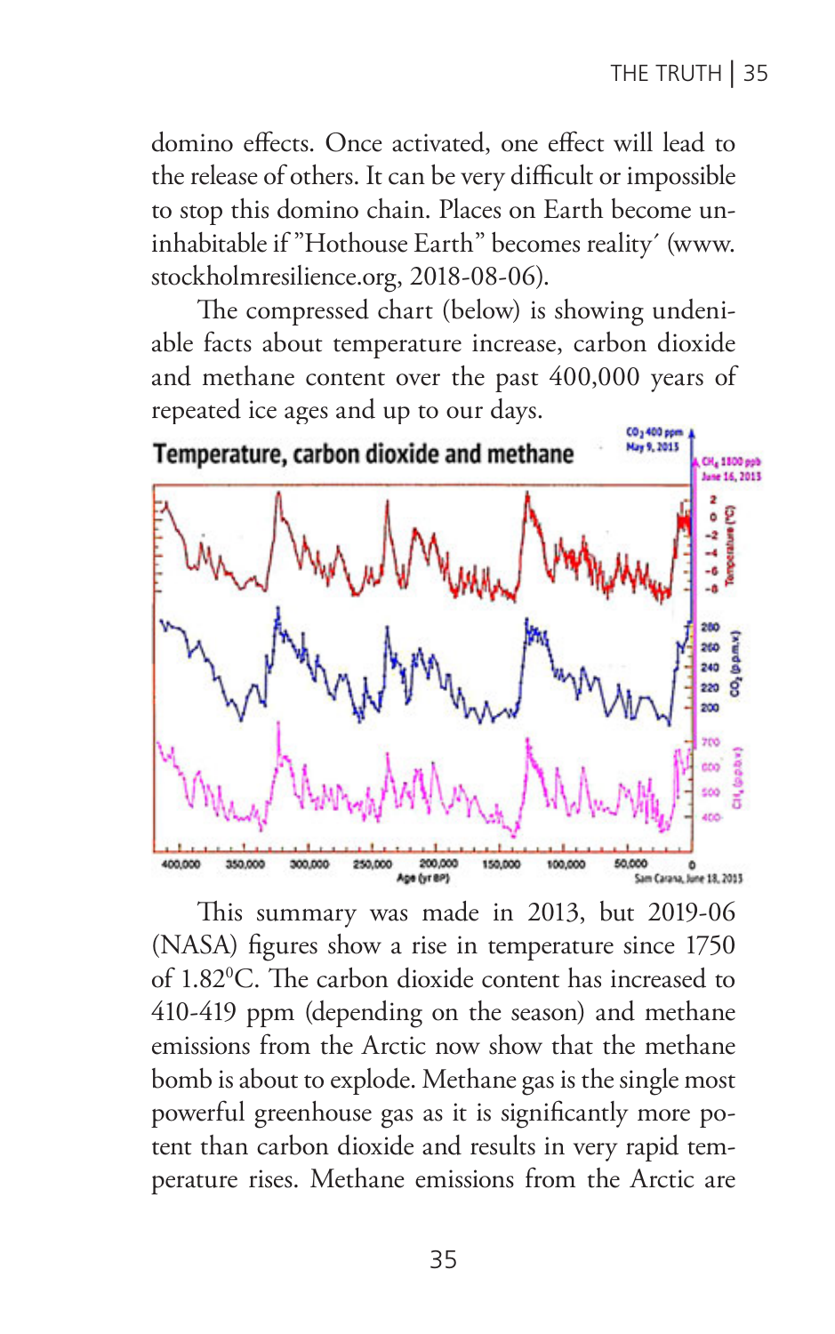domino effects. Once activated, one effect will lead to the release of others. It can be very difficult or impossible to stop this domino chain. Places on Earth become uninhabitable if "Hothouse Earth" becomes reality´ (www.stockholmresilience.org, 2018-08-06).

The compressed chart (below) is showing undeniable facts about temperature increase, carbon dioxide and methane content over the past 400,000 years of repeated ice ages and up to our days.

This summary was made in 2013, but 2019-06 (NASA) figures show a rise in temperature since 1750 of 1.82$^0$C. The carbon dioxide content has increased to 410-419 ppm (depending on the season) and methane emissions from the Arctic now show that the methane bomb is about to explode. Methane gas is the single most powerful greenhouse gas as it is significantly more potent than carbon dioxide and results in very rapid temperature rises. Methane emissions from the Arctic are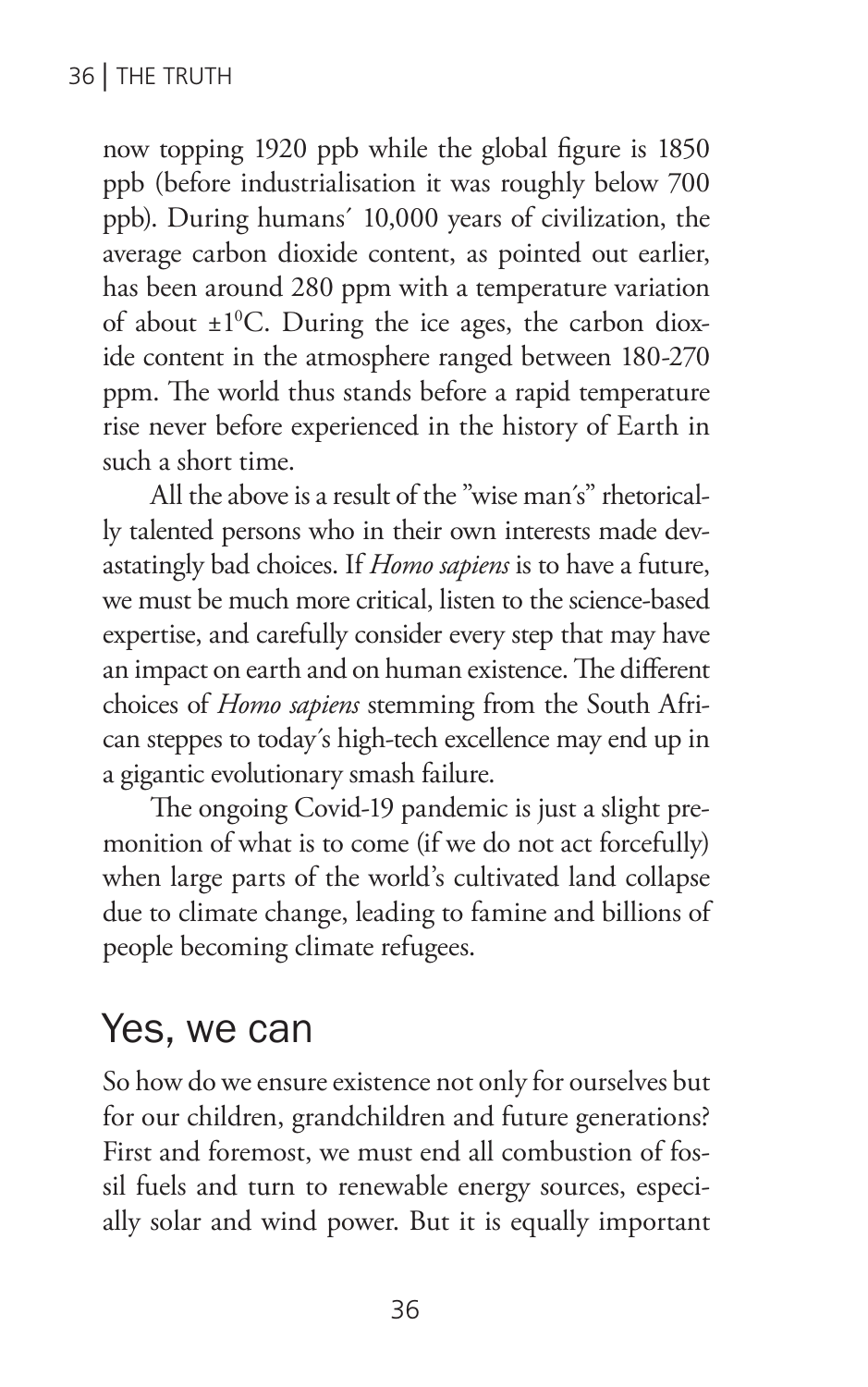now topping 1920 ppb while the global figure is 1850 ppb (before industrialisation it was roughly below 700 ppb). During humans´ 10,000 years of civilization, the average carbon dioxide content, as pointed out earlier, has been around 280 ppm with a temperature variation of about $\pm 1^0$C. During the ice ages, the carbon dioxide content in the atmosphere ranged between 180-270 ppm. The world thus stands before a rapid temperature rise never before experienced in the history of Earth in such a short time.

All the above is a result of the "wise man´s" rhetorically talented persons who in their own interests made devastatingly bad choices. If *Homo sapiens* is to have a future, we must be much more critical, listen to the science-based expertise, and carefully consider every step that may have an impact on earth and on human existence. The different choices of *Homo sapiens* stemming from the South African steppes to today´s high-tech excellence may end up in a gigantic evolutionary smash failure.

The ongoing Covid-19 pandemic is just a slight premonition of what is to come (if we do not act forcefully) when large parts of the world's cultivated land collapse due to climate change, leading to famine and billions of people becoming climate refugees.

## Yes, we can

So how do we ensure existence not only for ourselves but for our children, grandchildren and future generations? First and foremost, we must end all combustion of fossil fuels and turn to renewable energy sources, especially solar and wind power. But it is equally important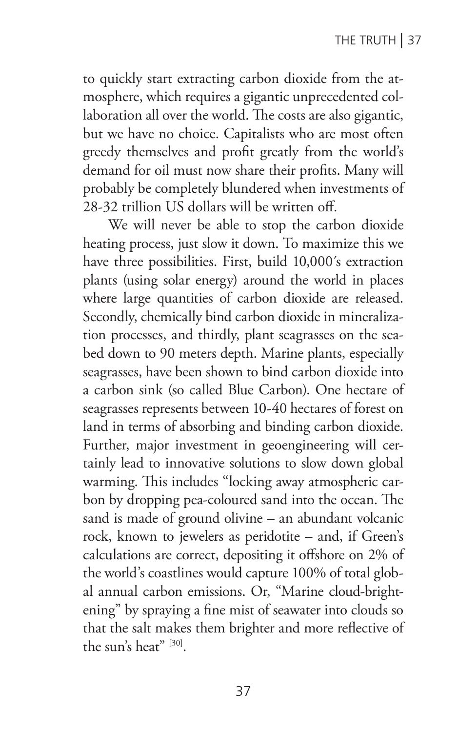to quickly start extracting carbon dioxide from the atmosphere, which requires a gigantic unprecedented collaboration all over the world. The costs are also gigantic, but we have no choice. Capitalists who are most often greedy themselves and profit greatly from the world's demand for oil must now share their profits. Many will probably be completely blundered when investments of 28-32 trillion US dollars will be written off.

We will never be able to stop the carbon dioxide heating process, just slow it down. To maximize this we have three possibilities. First, build 10,000´s extraction plants (using solar energy) around the world in places where large quantities of carbon dioxide are released. Secondly, chemically bind carbon dioxide in mineralization processes, and thirdly, plant seagrasses on the seabed down to 90 meters depth. Marine plants, especially seagrasses, have been shown to bind carbon dioxide into a carbon sink (so called Blue Carbon). One hectare of seagrasses represents between 10-40 hectares of forest on land in terms of absorbing and binding carbon dioxide. Further, major investment in geoengineering will certainly lead to innovative solutions to slow down global warming. This includes "locking away atmospheric carbon by dropping pea-coloured sand into the ocean. The sand is made of ground olivine – an abundant volcanic rock, known to jewelers as peridotite – and, if Green's calculations are correct, depositing it offshore on 2% of the world's coastlines would capture 100% of total global annual carbon emissions. Or, "Marine cloud-brightening" by spraying a fine mist of seawater into clouds so that the salt makes them brighter and more reflective of the sun's heat" [30].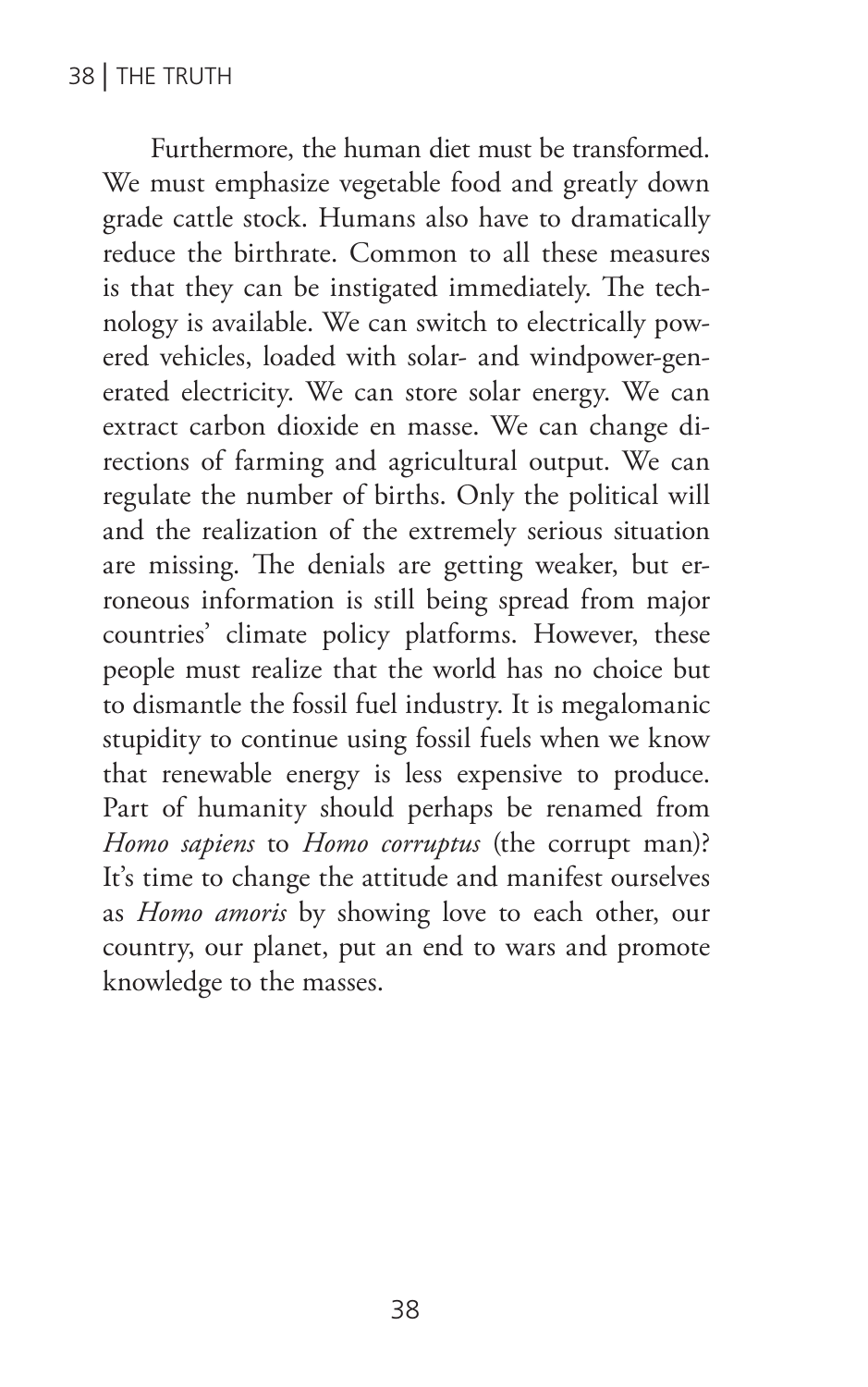Furthermore, the human diet must be transformed. We must emphasize vegetable food and greatly down grade cattle stock. Humans also have to dramatically reduce the birthrate. Common to all these measures is that they can be instigated immediately. The technology is available. We can switch to electrically powered vehicles, loaded with solar- and windpower-generated electricity. We can store solar energy. We can extract carbon dioxide en masse. We can change directions of farming and agricultural output. We can regulate the number of births. Only the political will and the realization of the extremely serious situation are missing. The denials are getting weaker, but erroneous information is still being spread from major countries' climate policy platforms. However, these people must realize that the world has no choice but to dismantle the fossil fuel industry. It is megalomanic stupidity to continue using fossil fuels when we know that renewable energy is less expensive to produce. Part of humanity should perhaps be renamed from *Homo sapiens* to *Homo corruptus* (the corrupt man)? It's time to change the attitude and manifest ourselves as *Homo amoris* by showing love to each other, our country, our planet, put an end to wars and promote knowledge to the masses.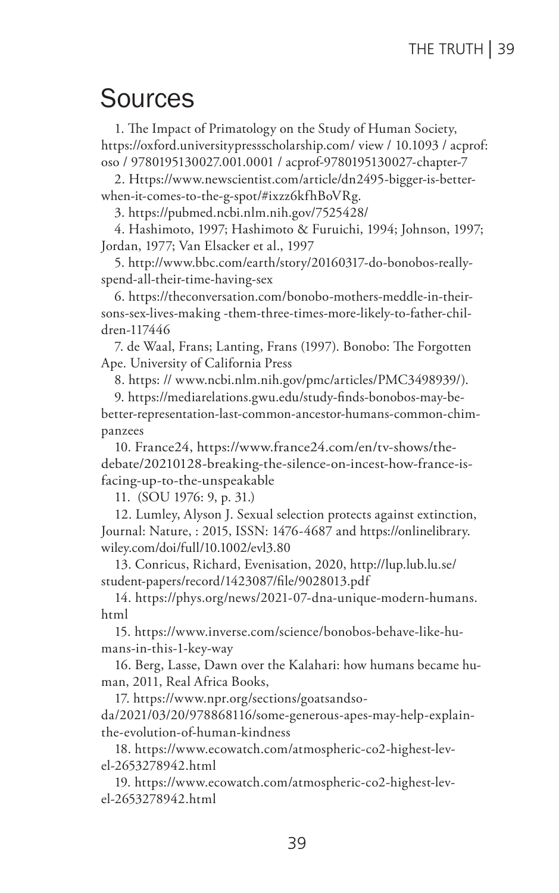# Sources

1. The Impact of Primatology on the Study of Human Society, https://oxford.universitypressscholarship.com/ view / 10.1093 / acprof: oso / 9780195130027.001.0001 / acprof-9780195130027-chapter-7
2. Https://www.newscientist.com/article/dn2495-bigger-is-better-when-it-comes-to-the-g-spot/#ixzz6kfhBoVRg.
3. https://pubmed.ncbi.nlm.nih.gov/7525428/
4. Hashimoto, 1997; Hashimoto & Furuichi, 1994; Johnson, 1997; Jordan, 1977; Van Elsacker et al., 1997
5. http://www.bbc.com/earth/story/20160317-do-bonobos-really-spend-all-their-time-having-sex
6. https://theconversation.com/bonobo-mothers-meddle-in-their-sons-sex-lives-making -them-three-times-more-likely-to-father-children-117446
7. de Waal, Frans; Lanting, Frans (1997). Bonobo: The Forgotten Ape. University of California Press
8. https: // www.ncbi.nlm.nih.gov/pmc/articles/PMC3498939/).
9. https://mediarelations.gwu.edu/study-finds-bonobos-may-be-better-representation-last-common-ancestor-humans-common-chimpanzees
10. France24, https://www.france24.com/en/tv-shows/the-debate/20210128-breaking-the-silence-on-incest-how-france-is-facing-up-to-the-unspeakable
11. (SOU 1976: 9, p. 31.)
12. Lumley, Alyson J. Sexual selection protects against extinction, Journal: Nature, : 2015, ISSN: 1476-4687 and https://onlinelibrary.wiley.com/doi/full/10.1002/evl3.80
13. Conricus, Richard, Evenisation, 2020, http://lup.lub.lu.se/student-papers/record/1423087/file/9028013.pdf
14. https://phys.org/news/2021-07-dna-unique-modern-humans.html
15. https://www.inverse.com/science/bonobos-behave-like-humans-in-this-1-key-way
16. Berg, Lasse, Dawn over the Kalahari: how humans became human, 2011, Real Africa Books,
17. https://www.npr.org/sections/goatsandsoda/2021/03/20/978868116/some-generous-apes-may-help-explain-the-evolution-of-human-kindness
18. https://www.ecowatch.com/atmospheric-co2-highest-level-2653278942.html
19. https://www.ecowatch.com/atmospheric-co2-highest-level-2653278942.html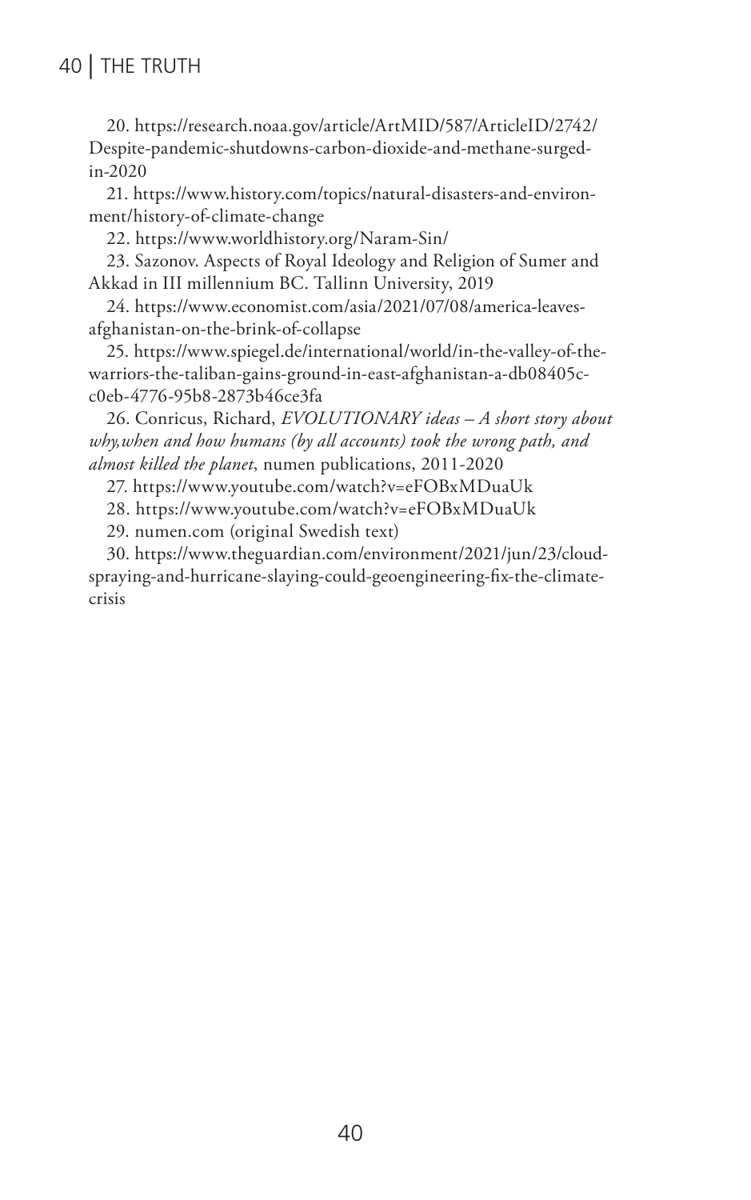20. https://research.noaa.gov/article/ArtMID/587/ArticleID/2742/Despite-pandemic-shutdowns-carbon-dioxide-and-methane-surged-in-2020

21. https://www.history.com/topics/natural-disasters-and-environment/history-of-climate-change

22. https://www.worldhistory.org/Naram-Sin/

23. Sazonov. Aspects of Royal Ideology and Religion of Sumer and Akkad in III millennium BC. Tallinn University, 2019

24. https://www.economist.com/asia/2021/07/08/america-leaves-afghanistan-on-the-brink-of-collapse

25. https://www.spiegel.de/international/world/in-the-valley-of-the-warriors-the-taliban-gains-ground-in-east-afghanistan-a-db08405c-c0eb-4776-95b8-2873b46ce3fa

26. Conricus, Richard, *EVOLUTIONARY ideas – A short story about why,when and how humans (by all accounts) took the wrong path, and almost killed the planet*, numen publications, 2011-2020

27. https://www.youtube.com/watch?v=eFOBxMDuaUk

28. https://www.youtube.com/watch?v=eFOBxMDuaUk

29. numen.com (original Swedish text)

30. https://www.theguardian.com/environment/2021/jun/23/cloud-spraying-and-hurricane-slaying-could-geoengineering-fix-the-climate-crisis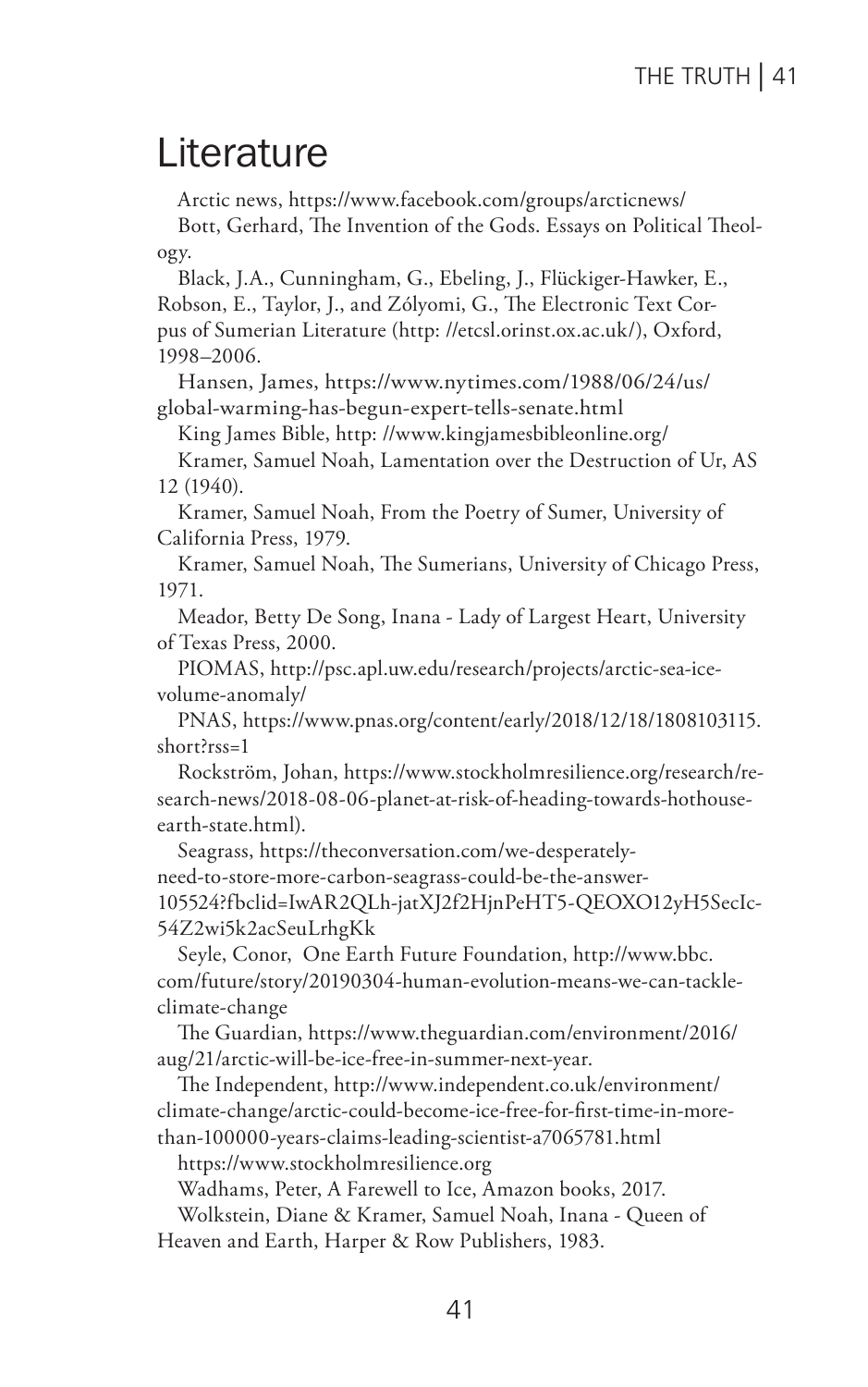# Literature

Arctic news, https://www.facebook.com/groups/arcticnews/

Bott, Gerhard, The Invention of the Gods. Essays on Political Theology.

Black, J.A., Cunningham, G., Ebeling, J., Flückiger-Hawker, E., Robson, E., Taylor, J., and Zólyomi, G., The Electronic Text Corpus of Sumerian Literature (http: //etcsl.orinst.ox.ac.uk/), Oxford, 1998–2006.

Hansen, James, https://www.nytimes.com/1988/06/24/us/global-warming-has-begun-expert-tells-senate.html

King James Bible, http: //www.kingjamesbibleonline.org/

Kramer, Samuel Noah, Lamentation over the Destruction of Ur, AS 12 (1940).

Kramer, Samuel Noah, From the Poetry of Sumer, University of California Press, 1979.

Kramer, Samuel Noah, The Sumerians, University of Chicago Press, 1971.

Meador, Betty De Song, Inana - Lady of Largest Heart, University of Texas Press, 2000.

PIOMAS, http://psc.apl.uw.edu/research/projects/arctic-sea-ice-volume-anomaly/

PNAS, https://www.pnas.org/content/early/2018/12/18/1808103115.short?rss=1

Rockström, Johan, https://www.stockholmresilience.org/research/research-news/2018-08-06-planet-at-risk-of-heading-towards-hothouse-earth-state.html).

Seagrass, https://theconversation.com/we-desperately-need-to-store-more-carbon-seagrass-could-be-the-answer-105524?fbclid=IwAR2QLh-jatXJ2f2HjnPeHT5-QEOXO12yH5SecIc-54Z2wi5k2acSeuLrhgKk

Seyle, Conor, One Earth Future Foundation, http://www.bbc.com/future/story/20190304-human-evolution-means-we-can-tackle-climate-change

The Guardian, https://www.theguardian.com/environment/2016/aug/21/arctic-will-be-ice-free-in-summer-next-year.

The Independent, http://www.independent.co.uk/environment/climate-change/arctic-could-become-ice-free-for-first-time-in-more-than-100000-years-claims-leading-scientist-a7065781.html

https://www.stockholmresilience.org

Wadhams, Peter, A Farewell to Ice, Amazon books, 2017.

Wolkstein, Diane & Kramer, Samuel Noah, Inana - Queen of Heaven and Earth, Harper & Row Publishers, 1983.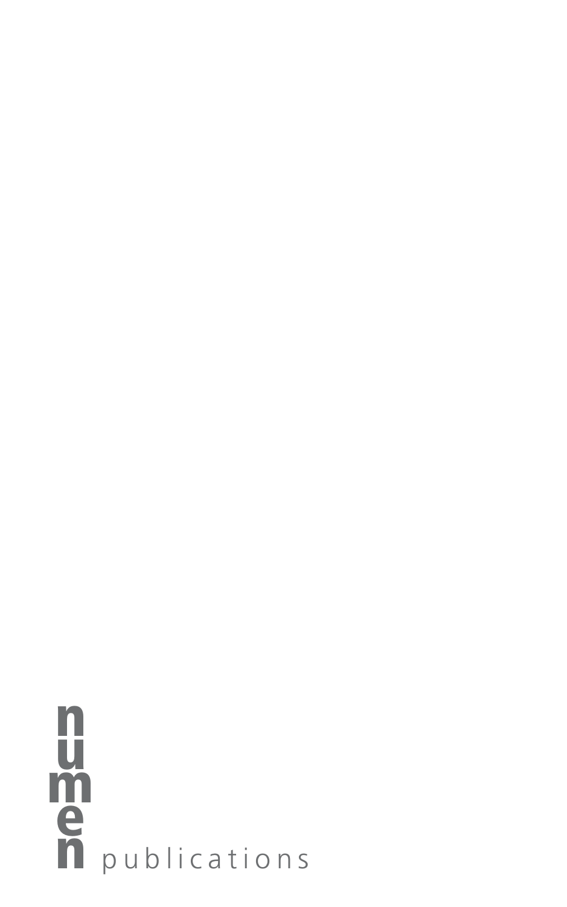numen publications